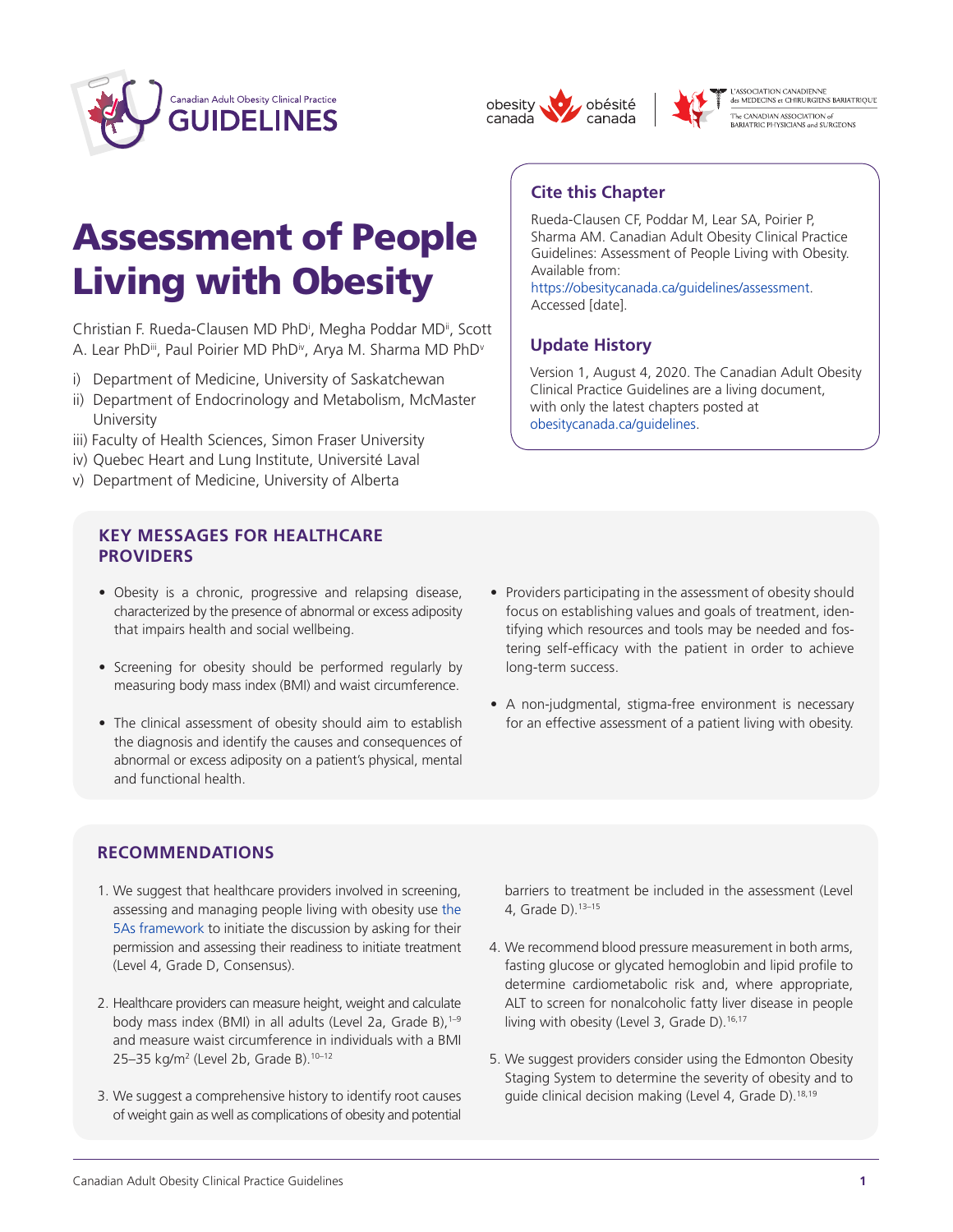# Assessment of People Living with Obesity

Christian F. Rueda-Clausen MD PhD[i], Megha Poddar MD[ii], Scott A. Lear PhD[iii], Paul Poirier MD PhD[iv], Arya M. Sharma MD PhD[v]

i) Department of Medicine, University of Saskatchewan
ii) Department of Endocrinology and Metabolism, McMaster University
iii) Faculty of Health Sciences, Simon Fraser University
iv) Quebec Heart and Lung Institute, Université Laval
v) Department of Medicine, University of Alberta

## Cite this Chapter

Rueda-Clausen CF, Poddar M, Lear SA, Poirier P, Sharma AM. Canadian Adult Obesity Clinical Practice Guidelines: Assessment of People Living with Obesity. Available from: https://obesitycanada.ca/guidelines/assessment. Accessed [date].

## Update History

Version 1, August 4, 2020. The Canadian Adult Obesity Clinical Practice Guidelines are a living document, with only the latest chapters posted at obesitycanada.ca/guidelines.

## KEY MESSAGES FOR HEALTHCARE PROVIDERS

- Obesity is a chronic, progressive and relapsing disease, characterized by the presence of abnormal or excess adiposity that impairs health and social wellbeing.
- Screening for obesity should be performed regularly by measuring body mass index (BMI) and waist circumference.
- The clinical assessment of obesity should aim to establish the diagnosis and identify the causes and consequences of abnormal or excess adiposity on a patient's physical, mental and functional health.
- Providers participating in the assessment of obesity should focus on establishing values and goals of treatment, identifying which resources and tools may be needed and fostering self-efficacy with the patient in order to achieve long-term success.
- A non-judgmental, stigma-free environment is necessary for an effective assessment of a patient living with obesity.

## RECOMMENDATIONS

1. We suggest that healthcare providers involved in screening, assessing and managing people living with obesity use the 5As framework to initiate the discussion by asking for their permission and assessing their readiness to initiate treatment (Level 4, Grade D, Consensus).
2. Healthcare providers can measure height, weight and calculate body mass index (BMI) in all adults (Level 2a, Grade B),[1–9] and measure waist circumference in individuals with a BMI 25–35 kg/m$^2$ (Level 2b, Grade B).[10–12]
3. We suggest a comprehensive history to identify root causes of weight gain as well as complications of obesity and potential barriers to treatment be included in the assessment (Level 4, Grade D).[13–15]
4. We recommend blood pressure measurement in both arms, fasting glucose or glycated hemoglobin and lipid profile to determine cardiometabolic risk and, where appropriate, ALT to screen for nonalcoholic fatty liver disease in people living with obesity (Level 3, Grade D).[16,17]
5. We suggest providers consider using the Edmonton Obesity Staging System to determine the severity of obesity and to guide clinical decision making (Level 4, Grade D).[18,19]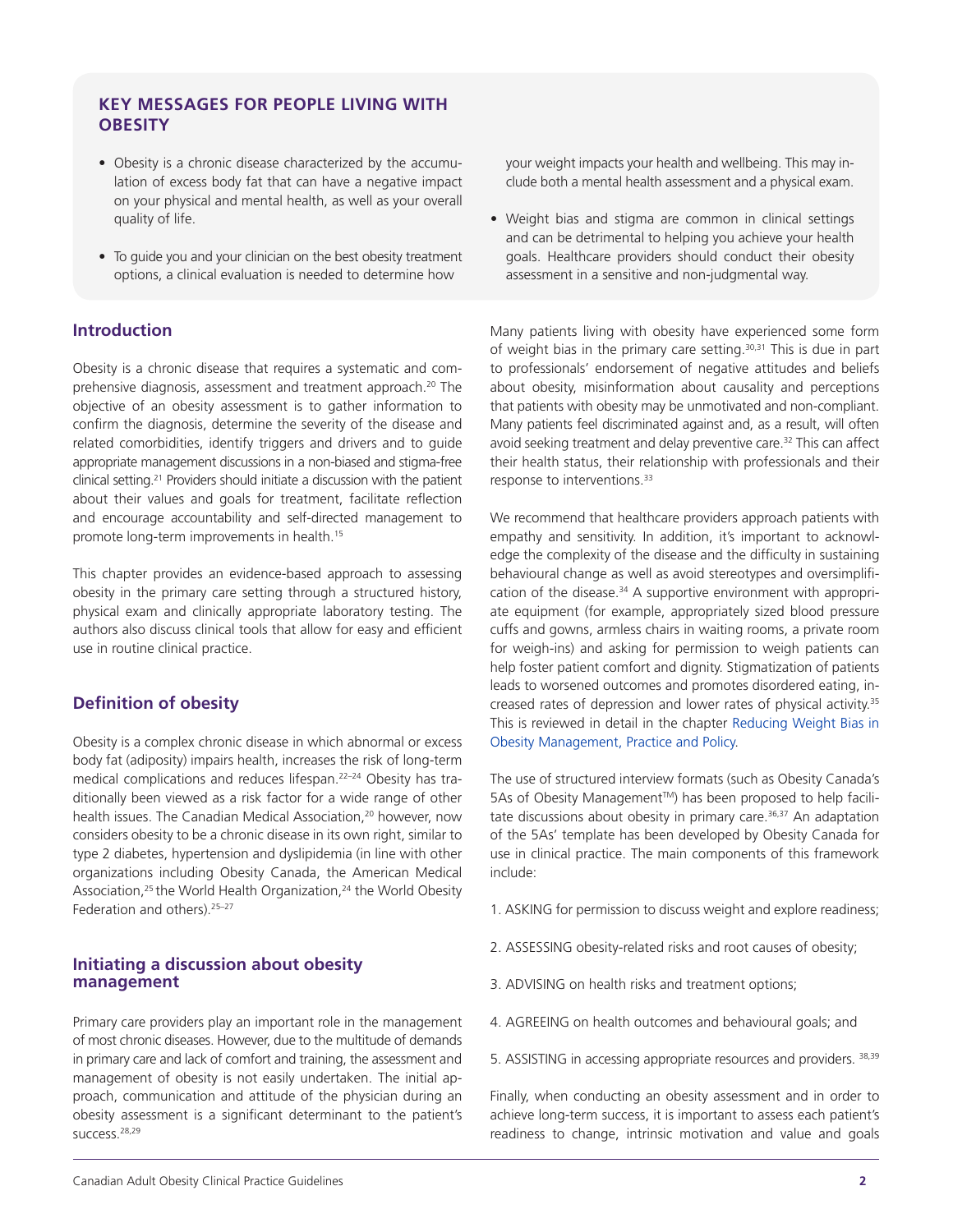## KEY MESSAGES FOR PEOPLE LIVING WITH OBESITY

- Obesity is a chronic disease characterized by the accumulation of excess body fat that can have a negative impact on your physical and mental health, as well as your overall quality of life.
- To guide you and your clinician on the best obesity treatment options, a clinical evaluation is needed to determine how your weight impacts your health and wellbeing. This may include both a mental health assessment and a physical exam.
- Weight bias and stigma are common in clinical settings and can be detrimental to helping you achieve your health goals. Healthcare providers should conduct their obesity assessment in a sensitive and non-judgmental way.

## Introduction

Obesity is a chronic disease that requires a systematic and comprehensive diagnosis, assessment and treatment approach.[20] The objective of an obesity assessment is to gather information to confirm the diagnosis, determine the severity of the disease and related comorbidities, identify triggers and drivers and to guide appropriate management discussions in a non-biased and stigma-free clinical setting.[21] Providers should initiate a discussion with the patient about their values and goals for treatment, facilitate reflection and encourage accountability and self-directed management to promote long-term improvements in health.[15]

This chapter provides an evidence-based approach to assessing obesity in the primary care setting through a structured history, physical exam and clinically appropriate laboratory testing. The authors also discuss clinical tools that allow for easy and efficient use in routine clinical practice.

## Definition of obesity

Obesity is a complex chronic disease in which abnormal or excess body fat (adiposity) impairs health, increases the risk of long-term medical complications and reduces lifespan.[22–24] Obesity has traditionally been viewed as a risk factor for a wide range of other health issues. The Canadian Medical Association,[20] however, now considers obesity to be a chronic disease in its own right, similar to type 2 diabetes, hypertension and dyslipidemia (in line with other organizations including Obesity Canada, the American Medical Association,[25] the World Health Organization,[24] the World Obesity Federation and others).[25–27]

## Initiating a discussion about obesity management

Primary care providers play an important role in the management of most chronic diseases. However, due to the multitude of demands in primary care and lack of comfort and training, the assessment and management of obesity is not easily undertaken. The initial approach, communication and attitude of the physician during an obesity assessment is a significant determinant to the patient's success.[28,29]

Many patients living with obesity have experienced some form of weight bias in the primary care setting.[30,31] This is due in part to professionals' endorsement of negative attitudes and beliefs about obesity, misinformation about causality and perceptions that patients with obesity may be unmotivated and non-compliant. Many patients feel discriminated against and, as a result, will often avoid seeking treatment and delay preventive care.[32] This can affect their health status, their relationship with professionals and their response to interventions.[33]

We recommend that healthcare providers approach patients with empathy and sensitivity. In addition, it's important to acknowledge the complexity of the disease and the difficulty in sustaining behavioural change as well as avoid stereotypes and oversimplification of the disease.[34] A supportive environment with appropriate equipment (for example, appropriately sized blood pressure cuffs and gowns, armless chairs in waiting rooms, a private room for weigh-ins) and asking for permission to weigh patients can help foster patient comfort and dignity. Stigmatization of patients leads to worsened outcomes and promotes disordered eating, increased rates of depression and lower rates of physical activity.[35] This is reviewed in detail in the chapter Reducing Weight Bias in Obesity Management, Practice and Policy.

The use of structured interview formats (such as Obesity Canada's 5As of Obesity Management™) has been proposed to help facilitate discussions about obesity in primary care.[36,37] An adaptation of the 5As' template has been developed by Obesity Canada for use in clinical practice. The main components of this framework include:

1. ASKING for permission to discuss weight and explore readiness;
2. ASSESSING obesity-related risks and root causes of obesity;
3. ADVISING on health risks and treatment options;
4. AGREEING on health outcomes and behavioural goals; and
5. ASSISTING in accessing appropriate resources and providers.[38,39]

Finally, when conducting an obesity assessment and in order to achieve long-term success, it is important to assess each patient's readiness to change, intrinsic motivation and value and goals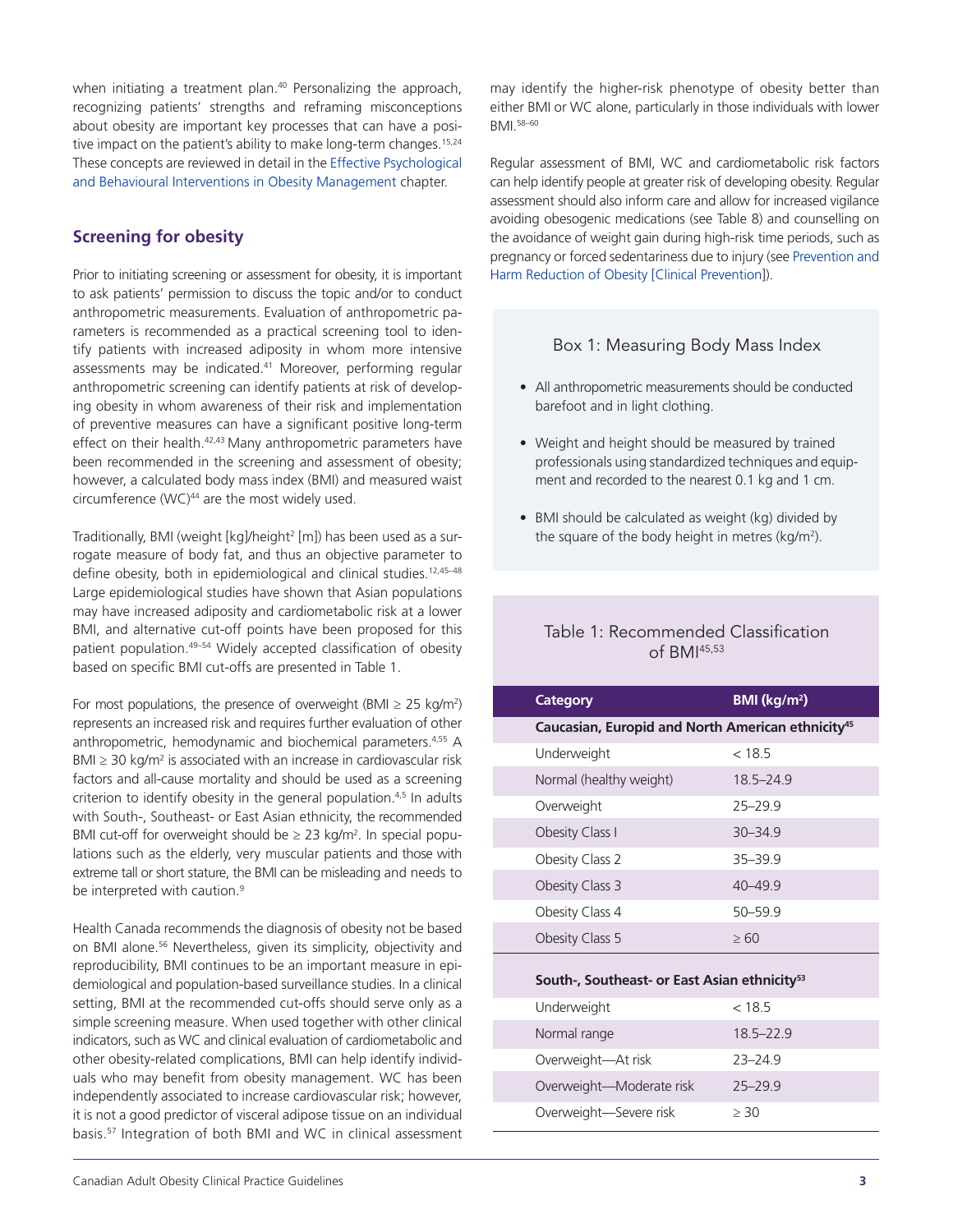when initiating a treatment plan.[40] Personalizing the approach, recognizing patients' strengths and reframing misconceptions about obesity are important key processes that can have a positive impact on the patient's ability to make long-term changes.[15,24] These concepts are reviewed in detail in the Effective Psychological and Behavioural Interventions in Obesity Management chapter.

## Screening for obesity

Prior to initiating screening or assessment for obesity, it is important to ask patients' permission to discuss the topic and/or to conduct anthropometric measurements. Evaluation of anthropometric parameters is recommended as a practical screening tool to identify patients with increased adiposity in whom more intensive assessments may be indicated.[41] Moreover, performing regular anthropometric screening can identify patients at risk of developing obesity in whom awareness of their risk and implementation of preventive measures can have a significant positive long-term effect on their health.[42,43] Many anthropometric parameters have been recommended in the screening and assessment of obesity; however, a calculated body mass index (BMI) and measured waist circumference (WC)[44] are the most widely used.

Traditionally, BMI (weight [kg]/height$^2$ [m]) has been used as a surrogate measure of body fat, and thus an objective parameter to define obesity, both in epidemiological and clinical studies.[12,45–48] Large epidemiological studies have shown that Asian populations may have increased adiposity and cardiometabolic risk at a lower BMI, and alternative cut-off points have been proposed for this patient population.[49–54] Widely accepted classification of obesity based on specific BMI cut-offs are presented in Table 1.

For most populations, the presence of overweight (BMI $\geq$ 25 kg/m$^2$) represents an increased risk and requires further evaluation of other anthropometric, hemodynamic and biochemical parameters.[4,55] A BMI $\geq$ 30 kg/m$^2$ is associated with an increase in cardiovascular risk factors and all-cause mortality and should be used as a screening criterion to identify obesity in the general population.[4,5] In adults with South-, Southeast- or East Asian ethnicity, the recommended BMI cut-off for overweight should be $\geq$ 23 kg/m$^2$. In special populations such as the elderly, very muscular patients and those with extreme tall or short stature, the BMI can be misleading and needs to be interpreted with caution.[9]

Health Canada recommends the diagnosis of obesity not be based on BMI alone.[56] Nevertheless, given its simplicity, objectivity and reproducibility, BMI continues to be an important measure in epidemiological and population-based surveillance studies. In a clinical setting, BMI at the recommended cut-offs should serve only as a simple screening measure. When used together with other clinical indicators, such as WC and clinical evaluation of cardiometabolic and other obesity-related complications, BMI can help identify individuals who may benefit from obesity management. WC has been independently associated to increase cardiovascular risk; however, it is not a good predictor of visceral adipose tissue on an individual basis.[57] Integration of both BMI and WC in clinical assessment may identify the higher-risk phenotype of obesity better than either BMI or WC alone, particularly in those individuals with lower BMI.[58–60]

Regular assessment of BMI, WC and cardiometabolic risk factors can help identify people at greater risk of developing obesity. Regular assessment should also inform care and allow for increased vigilance avoiding obesogenic medications (see Table 8) and counselling on the avoidance of weight gain during high-risk time periods, such as pregnancy or forced sedentariness due to injury (see Prevention and Harm Reduction of Obesity [Clinical Prevention]).

### Box 1: Measuring Body Mass Index

- All anthropometric measurements should be conducted barefoot and in light clothing.
- Weight and height should be measured by trained professionals using standardized techniques and equipment and recorded to the nearest 0.1 kg and 1 cm.
- BMI should be calculated as weight (kg) divided by the square of the body height in metres (kg/m$^2$).

### Table 1: Recommended Classification of BMI[45,53]

| Category | BMI (kg/m$^2$) |
|---|---|
| **Caucasian, Europid and North American ethnicity[45]** | |
| Underweight | < 18.5 |
| Normal (healthy weight) | 18.5–24.9 |
| Overweight | 25–29.9 |
| Obesity Class I | 30–34.9 |
| Obesity Class 2 | 35–39.9 |
| Obesity Class 3 | 40–49.9 |
| Obesity Class 4 | 50–59.9 |
| Obesity Class 5 | $\geq$ 60 |
| **South-, Southeast- or East Asian ethnicity[53]** | |
| Underweight | < 18.5 |
| Normal range | 18.5–22.9 |
| Overweight—At risk | 23–24.9 |
| Overweight—Moderate risk | 25–29.9 |
| Overweight—Severe risk | $\geq$ 30 |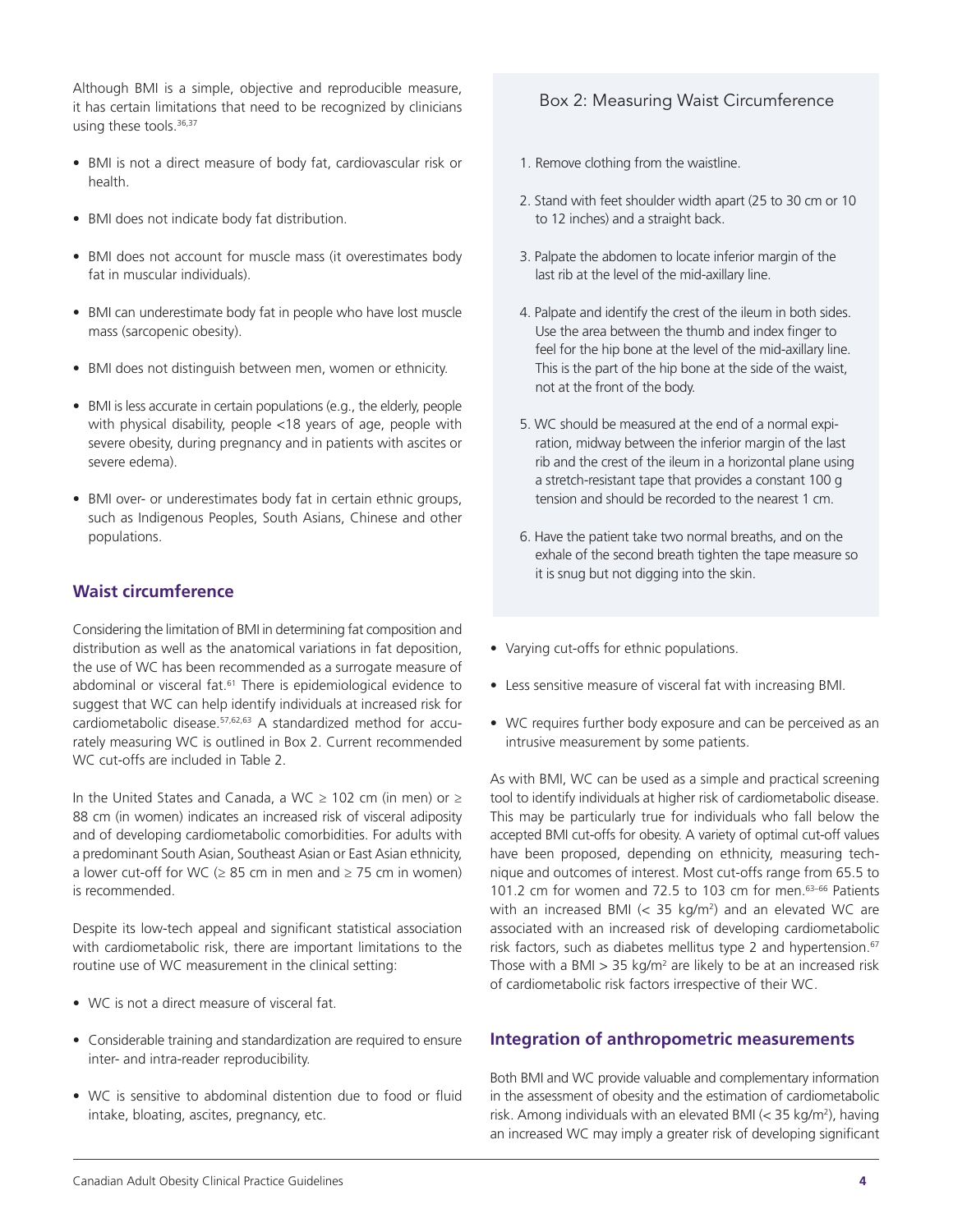Although BMI is a simple, objective and reproducible measure, it has certain limitations that need to be recognized by clinicians using these tools.[36,37]

- BMI is not a direct measure of body fat, cardiovascular risk or health.
- BMI does not indicate body fat distribution.
- BMI does not account for muscle mass (it overestimates body fat in muscular individuals).
- BMI can underestimate body fat in people who have lost muscle mass (sarcopenic obesity).
- BMI does not distinguish between men, women or ethnicity.
- BMI is less accurate in certain populations (e.g., the elderly, people with physical disability, people <18 years of age, people with severe obesity, during pregnancy and in patients with ascites or severe edema).
- BMI over- or underestimates body fat in certain ethnic groups, such as Indigenous Peoples, South Asians, Chinese and other populations.

## Waist circumference

Considering the limitation of BMI in determining fat composition and distribution as well as the anatomical variations in fat deposition, the use of WC has been recommended as a surrogate measure of abdominal or visceral fat.[61] There is epidemiological evidence to suggest that WC can help identify individuals at increased risk for cardiometabolic disease.[57,62,63] A standardized method for accurately measuring WC is outlined in Box 2. Current recommended WC cut-offs are included in Table 2.

In the United States and Canada, a WC ≥ 102 cm (in men) or ≥ 88 cm (in women) indicates an increased risk of visceral adiposity and of developing cardiometabolic comorbidities. For adults with a predominant South Asian, Southeast Asian or East Asian ethnicity, a lower cut-off for WC (≥ 85 cm in men and ≥ 75 cm in women) is recommended.

Despite its low-tech appeal and significant statistical association with cardiometabolic risk, there are important limitations to the routine use of WC measurement in the clinical setting:

- WC is not a direct measure of visceral fat.
- Considerable training and standardization are required to ensure inter- and intra-reader reproducibility.
- WC is sensitive to abdominal distention due to food or fluid intake, bloating, ascites, pregnancy, etc.
- Varying cut-offs for ethnic populations.
- Less sensitive measure of visceral fat with increasing BMI.
- WC requires further body exposure and can be perceived as an intrusive measurement by some patients.

> **Box 2: Measuring Waist Circumference**
>
> 1. Remove clothing from the waistline.
> 2. Stand with feet shoulder width apart (25 to 30 cm or 10 to 12 inches) and a straight back.
> 3. Palpate the abdomen to locate inferior margin of the last rib at the level of the mid-axillary line.
> 4. Palpate and identify the crest of the ileum in both sides. Use the area between the thumb and index finger to feel for the hip bone at the level of the mid-axillary line. This is the part of the hip bone at the side of the waist, not at the front of the body.
> 5. WC should be measured at the end of a normal expiration, midway between the inferior margin of the last rib and the crest of the ileum in a horizontal plane using a stretch-resistant tape that provides a constant 100 g tension and should be recorded to the nearest 1 cm.
> 6. Have the patient take two normal breaths, and on the exhale of the second breath tighten the tape measure so it is snug but not digging into the skin.

As with BMI, WC can be used as a simple and practical screening tool to identify individuals at higher risk of cardiometabolic disease. This may be particularly true for individuals who fall below the accepted BMI cut-offs for obesity. A variety of optimal cut-off values have been proposed, depending on ethnicity, measuring technique and outcomes of interest. Most cut-offs range from 65.5 to 101.2 cm for women and 72.5 to 103 cm for men.[63–66] Patients with an increased BMI (< 35 kg/m$^2$) and an elevated WC are associated with an increased risk of developing cardiometabolic risk factors, such as diabetes mellitus type 2 and hypertension.[67] Those with a BMI > 35 kg/m$^2$ are likely to be at an increased risk of cardiometabolic risk factors irrespective of their WC.

## Integration of anthropometric measurements

Both BMI and WC provide valuable and complementary information in the assessment of obesity and the estimation of cardiometabolic risk. Among individuals with an elevated BMI (< 35 kg/m$^2$), having an increased WC may imply a greater risk of developing significant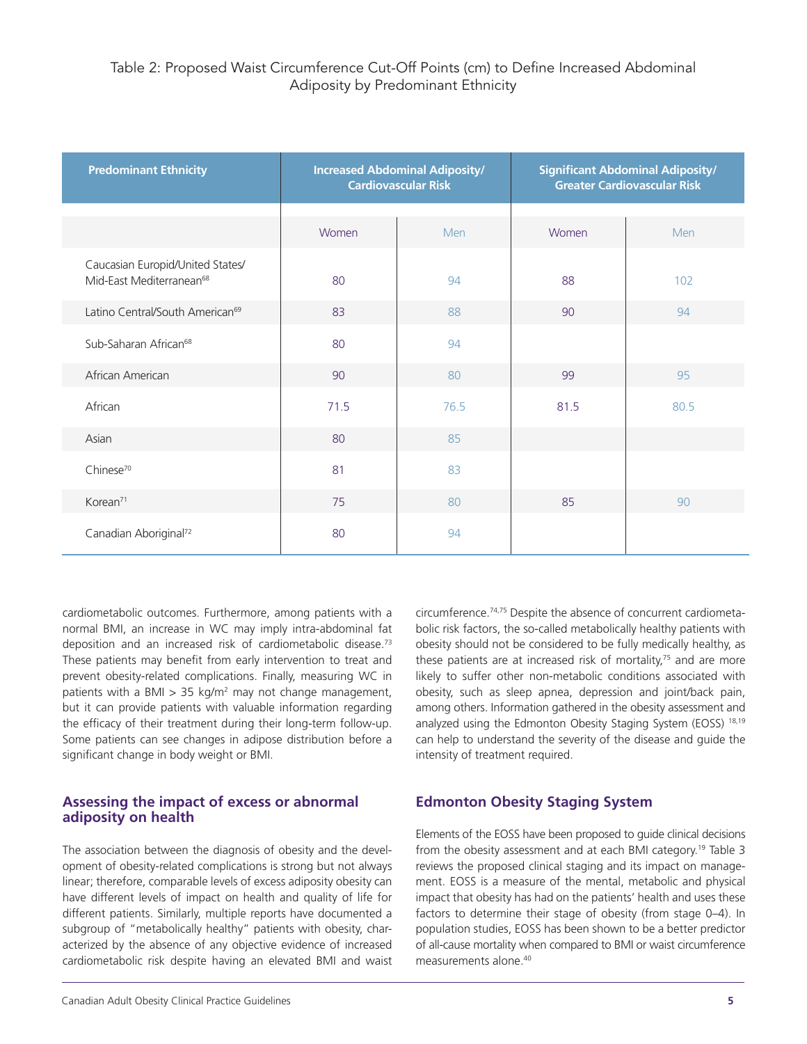Table 2: Proposed Waist Circumference Cut-Off Points (cm) to Define Increased Abdominal Adiposity by Predominant Ethnicity

| Predominant Ethnicity | Increased Abdominal Adiposity/ Cardiovascular Risk | | Significant Abdominal Adiposity/ Greater Cardiovascular Risk | |
|---|---|---|---|---|
| | Women | Men | Women | Men |
| Caucasian Europid/United States/ Mid-East Mediterranean[68] | 80 | 94 | 88 | 102 |
| Latino Central/South American[69] | 83 | 88 | 90 | 94 |
| Sub-Saharan African[68] | 80 | 94 | | |
| African American | 90 | 80 | 99 | 95 |
| African | 71.5 | 76.5 | 81.5 | 80.5 |
| Asian | 80 | 85 | | |
| Chinese[70] | 81 | 83 | | |
| Korean[71] | 75 | 80 | 85 | 90 |
| Canadian Aboriginal[72] | 80 | 94 | | |

cardiometabolic outcomes. Furthermore, among patients with a normal BMI, an increase in WC may imply intra-abdominal fat deposition and an increased risk of cardiometabolic disease.[73] These patients may benefit from early intervention to treat and prevent obesity-related complications. Finally, measuring WC in patients with a BMI > 35 kg/m$^2$ may not change management, but it can provide patients with valuable information regarding the efficacy of their treatment during their long-term follow-up. Some patients can see changes in adipose distribution before a significant change in body weight or BMI.

## Assessing the impact of excess or abnormal adiposity on health

The association between the diagnosis of obesity and the development of obesity-related complications is strong but not always linear; therefore, comparable levels of excess adiposity obesity can have different levels of impact on health and quality of life for different patients. Similarly, multiple reports have documented a subgroup of "metabolically healthy" patients with obesity, characterized by the absence of any objective evidence of increased cardiometabolic risk despite having an elevated BMI and waist circumference.[74,75] Despite the absence of concurrent cardiometabolic risk factors, the so-called metabolically healthy patients with obesity should not be considered to be fully medically healthy, as these patients are at increased risk of mortality,[75] and are more likely to suffer other non-metabolic conditions associated with obesity, such as sleep apnea, depression and joint/back pain, among others. Information gathered in the obesity assessment and analyzed using the Edmonton Obesity Staging System (EOSS) [18,19] can help to understand the severity of the disease and guide the intensity of treatment required.

## Edmonton Obesity Staging System

Elements of the EOSS have been proposed to guide clinical decisions from the obesity assessment and at each BMI category.[19] Table 3 reviews the proposed clinical staging and its impact on management. EOSS is a measure of the mental, metabolic and physical impact that obesity has had on the patients' health and uses these factors to determine their stage of obesity (from stage 0–4). In population studies, EOSS has been shown to be a better predictor of all-cause mortality when compared to BMI or waist circumference measurements alone.[40]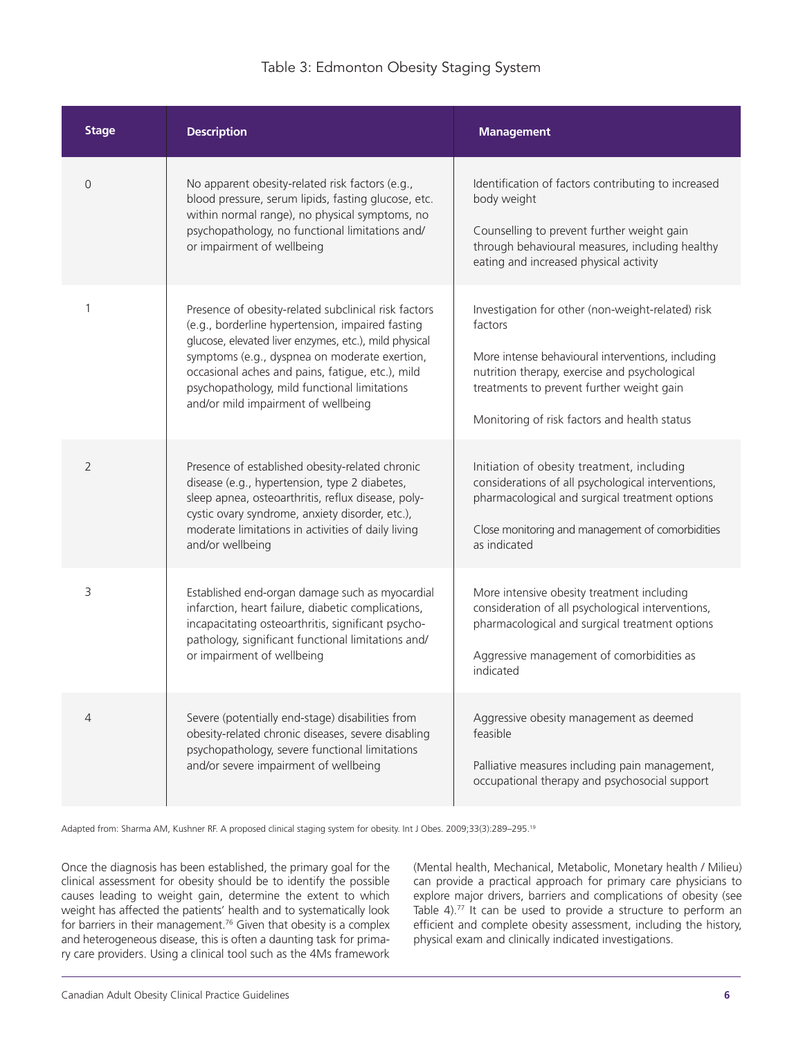Table 3: Edmonton Obesity Staging System

| Stage | Description | Management |
|---|---|---|
| 0 | No apparent obesity-related risk factors (e.g., blood pressure, serum lipids, fasting glucose, etc. within normal range), no physical symptoms, no psychopathology, no functional limitations and/or impairment of wellbeing | Identification of factors contributing to increased body weight<br><br>Counselling to prevent further weight gain through behavioural measures, including healthy eating and increased physical activity |
| 1 | Presence of obesity-related subclinical risk factors (e.g., borderline hypertension, impaired fasting glucose, elevated liver enzymes, etc.), mild physical symptoms (e.g., dyspnea on moderate exertion, occasional aches and pains, fatigue, etc.), mild psychopathology, mild functional limitations and/or mild impairment of wellbeing | Investigation for other (non-weight-related) risk factors<br><br>More intense behavioural interventions, including nutrition therapy, exercise and psychological treatments to prevent further weight gain<br><br>Monitoring of risk factors and health status |
| 2 | Presence of established obesity-related chronic disease (e.g., hypertension, type 2 diabetes, sleep apnea, osteoarthritis, reflux disease, polycystic ovary syndrome, anxiety disorder, etc.), moderate limitations in activities of daily living and/or wellbeing | Initiation of obesity treatment, including considerations of all psychological interventions, pharmacological and surgical treatment options<br><br>Close monitoring and management of comorbidities as indicated |
| 3 | Established end-organ damage such as myocardial infarction, heart failure, diabetic complications, incapacitating osteoarthritis, significant psychopathology, significant functional limitations and/or impairment of wellbeing | More intensive obesity treatment including consideration of all psychological interventions, pharmacological and surgical treatment options<br><br>Aggressive management of comorbidities as indicated |
| 4 | Severe (potentially end-stage) disabilities from obesity-related chronic diseases, severe disabling psychopathology, severe functional limitations and/or severe impairment of wellbeing | Aggressive obesity management as deemed feasible<br><br>Palliative measures including pain management, occupational therapy and psychosocial support |

Adapted from: Sharma AM, Kushner RF. A proposed clinical staging system for obesity. Int J Obes. 2009;33(3):289–295.[19]

Once the diagnosis has been established, the primary goal for the clinical assessment for obesity should be to identify the possible causes leading to weight gain, determine the extent to which weight has affected the patients' health and to systematically look for barriers in their management.[76] Given that obesity is a complex and heterogeneous disease, this is often a daunting task for primary care providers. Using a clinical tool such as the 4Ms framework (Mental health, Mechanical, Metabolic, Monetary health / Milieu) can provide a practical approach for primary care physicians to explore major drivers, barriers and complications of obesity (see Table 4).[77] It can be used to provide a structure to perform an efficient and complete obesity assessment, including the history, physical exam and clinically indicated investigations.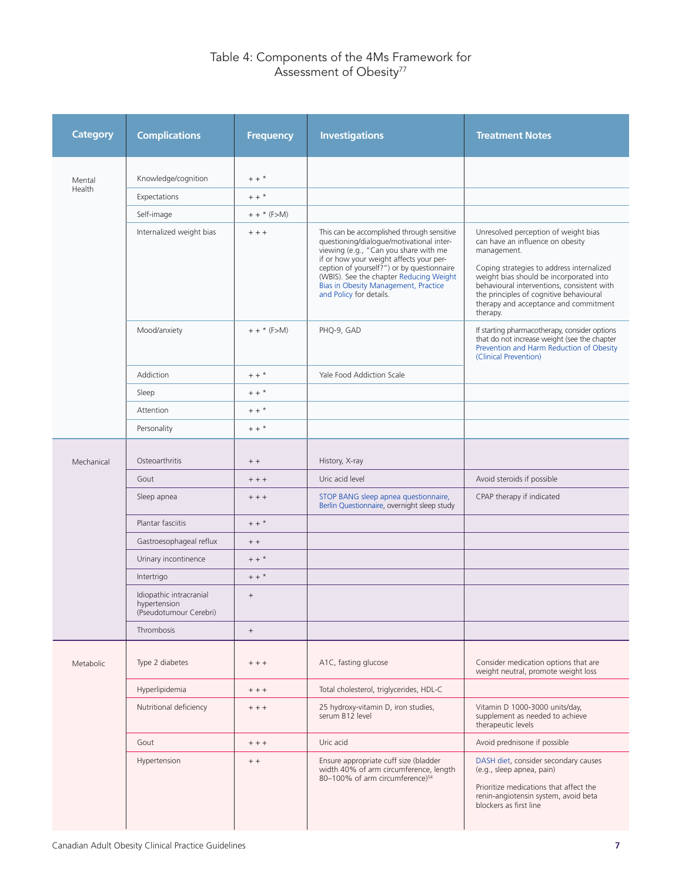# Table 4: Components of the 4Ms Framework for Assessment of Obesity[77]

| Category | Complications | Frequency | Investigations | Treatment Notes |
|---|---|---|---|---|
| Mental Health | Knowledge/cognition | + + * | | |
| | Expectations | + + * | | |
| | Self-image | + + * (F>M) | | |
| | Internalized weight bias | + + + | This can be accomplished through sensitive questioning/dialogue/motivational interviewing (e.g., "Can you share with me if or how your weight affects your perception of yourself?") or by questionnaire (WBIS). See the chapter Reducing Weight Bias in Obesity Management, Practice and Policy for details. | Unresolved perception of weight bias can have an influence on obesity management. Coping strategies to address internalized weight bias should be incorporated into behavioural interventions, consistent with the principles of cognitive behavioural therapy and acceptance and commitment therapy. |
| | Mood/anxiety | + + * (F>M) | PHQ-9, GAD | If starting pharmacotherapy, consider options that do not increase weight (see the chapter Prevention and Harm Reduction of Obesity (Clinical Prevention) |
| | Addiction | + + * | Yale Food Addiction Scale | |
| | Sleep | + + * | | |
| | Attention | + + * | | |
| | Personality | + + * | | |
| Mechanical | Osteoarthritis | + + | History, X-ray | |
| | Gout | + + + | Uric acid level | Avoid steroids if possible |
| | Sleep apnea | + + + | STOP BANG sleep apnea questionnaire, Berlin Questionnaire, overnight sleep study | CPAP therapy if indicated |
| | Plantar fasciitis | + + * | | |
| | Gastroesophageal reflux | + + | | |
| | Urinary incontinence | + + * | | |
| | Intertrigo | + + * | | |
| | Idiopathic intracranial hypertension (Pseudotumour Cerebri) | + | | |
| | Thrombosis | + | | |
| Metabolic | Type 2 diabetes | + + + | A1C, fasting glucose | Consider medication options that are weight neutral, promote weight loss |
| | Hyperlipidemia | + + + | Total cholesterol, triglycerides, HDL-C | |
| | Nutritional deficiency | + + + | 25 hydroxy-vitamin D, iron studies, serum B12 level | Vitamin D 1000-3000 units/day, supplement as needed to achieve therapeutic levels |
| | Gout | + + + | Uric acid | Avoid prednisone if possible |
| | Hypertension | + + | Ensure appropriate cuff size (bladder width 40% of arm circumference, length 80–100% of arm circumference)[54] | DASH diet, consider secondary causes (e.g., sleep apnea, pain) Prioritize medications that affect the renin-angiotensin system, avoid beta blockers as first line |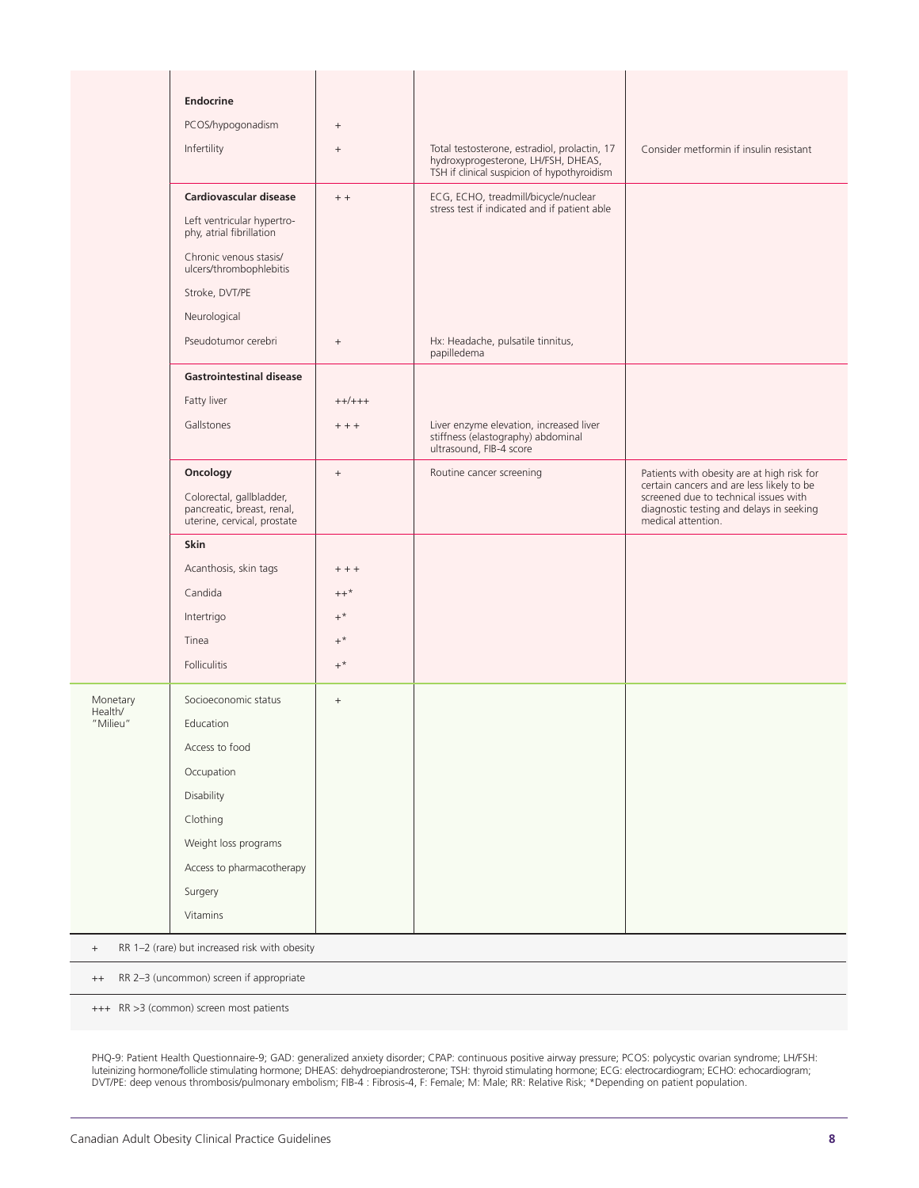| | | | | |
|---|---|---|---|---|
| | **Endocrine** | | | |
| | PCOS/hypogonadism | + | | |
| | Infertility | + | Total testosterone, estradiol, prolactin, 17 hydroxyprogesterone, LH/FSH, DHEAS, TSH if clinical suspicion of hypothyroidism | Consider metformin if insulin resistant |
| | **Cardiovascular disease** | + + | ECG, ECHO, treadmill/bicycle/nuclear stress test if indicated and if patient able | |
| | Left ventricular hypertrophy, atrial fibrillation | | | |
| | Chronic venous stasis/ ulcers/thrombophlebitis | | | |
| | Stroke, DVT/PE | | | |
| | Neurological | | | |
| | Pseudotumor cerebri | + | Hx: Headache, pulsatile tinnitus, papilledema | |
| | **Gastrointestinal disease** | | | |
| | Fatty liver | ++/+++ | | |
| | Gallstones | + + + | Liver enzyme elevation, increased liver stiffness (elastography) abdominal ultrasound, FIB-4 score | |
| | **Oncology** | + | Routine cancer screening | Patients with obesity are at high risk for certain cancers and are less likely to be screened due to technical issues with diagnostic testing and delays in seeking medical attention. |
| | Colorectal, gallbladder, pancreatic, breast, renal, uterine, cervical, prostate | | | |
| | **Skin** | | | |
| | Acanthosis, skin tags | + + + | | |
| | Candida | ++* | | |
| | Intertrigo | +* | | |
| | Tinea | +* | | |
| | Folliculitis | +* | | |
| Monetary Health/ "Milieu" | Socioeconomic status | + | | |
| | Education | | | |
| | Access to food | | | |
| | Occupation | | | |
| | Disability | | | |
| | Clothing | | | |
| | Weight loss programs | | | |
| | Access to pharmacotherapy | | | |
| | Surgery | | | |
| | Vitamins | | | |

+ RR 1–2 (rare) but increased risk with obesity

++ RR 2–3 (uncommon) screen if appropriate

+++ RR >3 (common) screen most patients

PHQ-9: Patient Health Questionnaire-9; GAD: generalized anxiety disorder; CPAP: continuous positive airway pressure; PCOS: polycystic ovarian syndrome; LH/FSH: luteinizing hormone/follicle stimulating hormone; DHEAS: dehydroepiandrosterone; TSH: thyroid stimulating hormone; ECG: electrocardiogram; ECHO: echocardiogram; DVT/PE: deep venous thrombosis/pulmonary embolism; FIB-4 : Fibrosis-4, F: Female; M: Male; RR: Relative Risk; *Depending on patient population.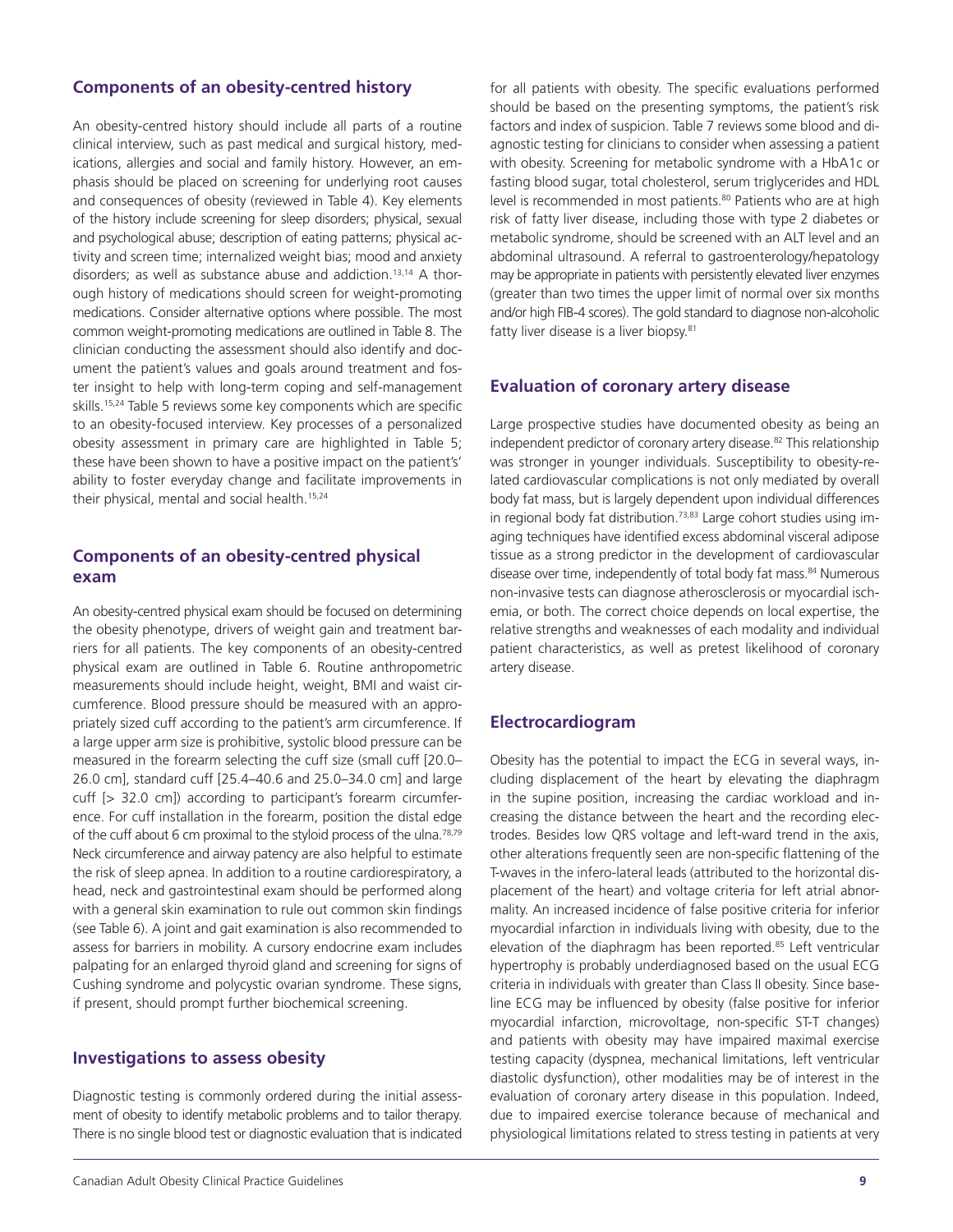## Components of an obesity-centred history

An obesity-centred history should include all parts of a routine clinical interview, such as past medical and surgical history, medications, allergies and social and family history. However, an emphasis should be placed on screening for underlying root causes and consequences of obesity (reviewed in Table 4). Key elements of the history include screening for sleep disorders; physical, sexual and psychological abuse; description of eating patterns; physical activity and screen time; internalized weight bias; mood and anxiety disorders; as well as substance abuse and addiction.[13,14] A thorough history of medications should screen for weight-promoting medications. Consider alternative options where possible. The most common weight-promoting medications are outlined in Table 8. The clinician conducting the assessment should also identify and document the patient's values and goals around treatment and foster insight to help with long-term coping and self-management skills.[15,24] Table 5 reviews some key components which are specific to an obesity-focused interview. Key processes of a personalized obesity assessment in primary care are highlighted in Table 5; these have been shown to have a positive impact on the patient's' ability to foster everyday change and facilitate improvements in their physical, mental and social health.[15,24]

## Components of an obesity-centred physical exam

An obesity-centred physical exam should be focused on determining the obesity phenotype, drivers of weight gain and treatment barriers for all patients. The key components of an obesity-centred physical exam are outlined in Table 6. Routine anthropometric measurements should include height, weight, BMI and waist circumference. Blood pressure should be measured with an appropriately sized cuff according to the patient's arm circumference. If a large upper arm size is prohibitive, systolic blood pressure can be measured in the forearm selecting the cuff size (small cuff [20.0–26.0 cm], standard cuff [25.4–40.6 and 25.0–34.0 cm] and large cuff [> 32.0 cm]) according to participant's forearm circumference. For cuff installation in the forearm, position the distal edge of the cuff about 6 cm proximal to the styloid process of the ulna.[78,79] Neck circumference and airway patency are also helpful to estimate the risk of sleep apnea. In addition to a routine cardiorespiratory, a head, neck and gastrointestinal exam should be performed along with a general skin examination to rule out common skin findings (see Table 6). A joint and gait examination is also recommended to assess for barriers in mobility. A cursory endocrine exam includes palpating for an enlarged thyroid gland and screening for signs of Cushing syndrome and polycystic ovarian syndrome. These signs, if present, should prompt further biochemical screening.

## Investigations to assess obesity

Diagnostic testing is commonly ordered during the initial assessment of obesity to identify metabolic problems and to tailor therapy. There is no single blood test or diagnostic evaluation that is indicated for all patients with obesity. The specific evaluations performed should be based on the presenting symptoms, the patient's risk factors and index of suspicion. Table 7 reviews some blood and diagnostic testing for clinicians to consider when assessing a patient with obesity. Screening for metabolic syndrome with a HbA1c or fasting blood sugar, total cholesterol, serum triglycerides and HDL level is recommended in most patients.[80] Patients who are at high risk of fatty liver disease, including those with type 2 diabetes or metabolic syndrome, should be screened with an ALT level and an abdominal ultrasound. A referral to gastroenterology/hepatology may be appropriate in patients with persistently elevated liver enzymes (greater than two times the upper limit of normal over six months and/or high FIB-4 scores). The gold standard to diagnose non-alcoholic fatty liver disease is a liver biopsy.[81]

## Evaluation of coronary artery disease

Large prospective studies have documented obesity as being an independent predictor of coronary artery disease.[82] This relationship was stronger in younger individuals. Susceptibility to obesity-related cardiovascular complications is not only mediated by overall body fat mass, but is largely dependent upon individual differences in regional body fat distribution.[73,83] Large cohort studies using imaging techniques have identified excess abdominal visceral adipose tissue as a strong predictor in the development of cardiovascular disease over time, independently of total body fat mass.[84] Numerous non-invasive tests can diagnose atherosclerosis or myocardial ischemia, or both. The correct choice depends on local expertise, the relative strengths and weaknesses of each modality and individual patient characteristics, as well as pretest likelihood of coronary artery disease.

## Electrocardiogram

Obesity has the potential to impact the ECG in several ways, including displacement of the heart by elevating the diaphragm in the supine position, increasing the cardiac workload and increasing the distance between the heart and the recording electrodes. Besides low QRS voltage and left-ward trend in the axis, other alterations frequently seen are non-specific flattening of the T-waves in the infero-lateral leads (attributed to the horizontal displacement of the heart) and voltage criteria for left atrial abnormality. An increased incidence of false positive criteria for inferior myocardial infarction in individuals living with obesity, due to the elevation of the diaphragm has been reported.[85] Left ventricular hypertrophy is probably underdiagnosed based on the usual ECG criteria in individuals with greater than Class II obesity. Since baseline ECG may be influenced by obesity (false positive for inferior myocardial infarction, microvoltage, non-specific ST-T changes) and patients with obesity may have impaired maximal exercise testing capacity (dyspnea, mechanical limitations, left ventricular diastolic dysfunction), other modalities may be of interest in the evaluation of coronary artery disease in this population. Indeed, due to impaired exercise tolerance because of mechanical and physiological limitations related to stress testing in patients at very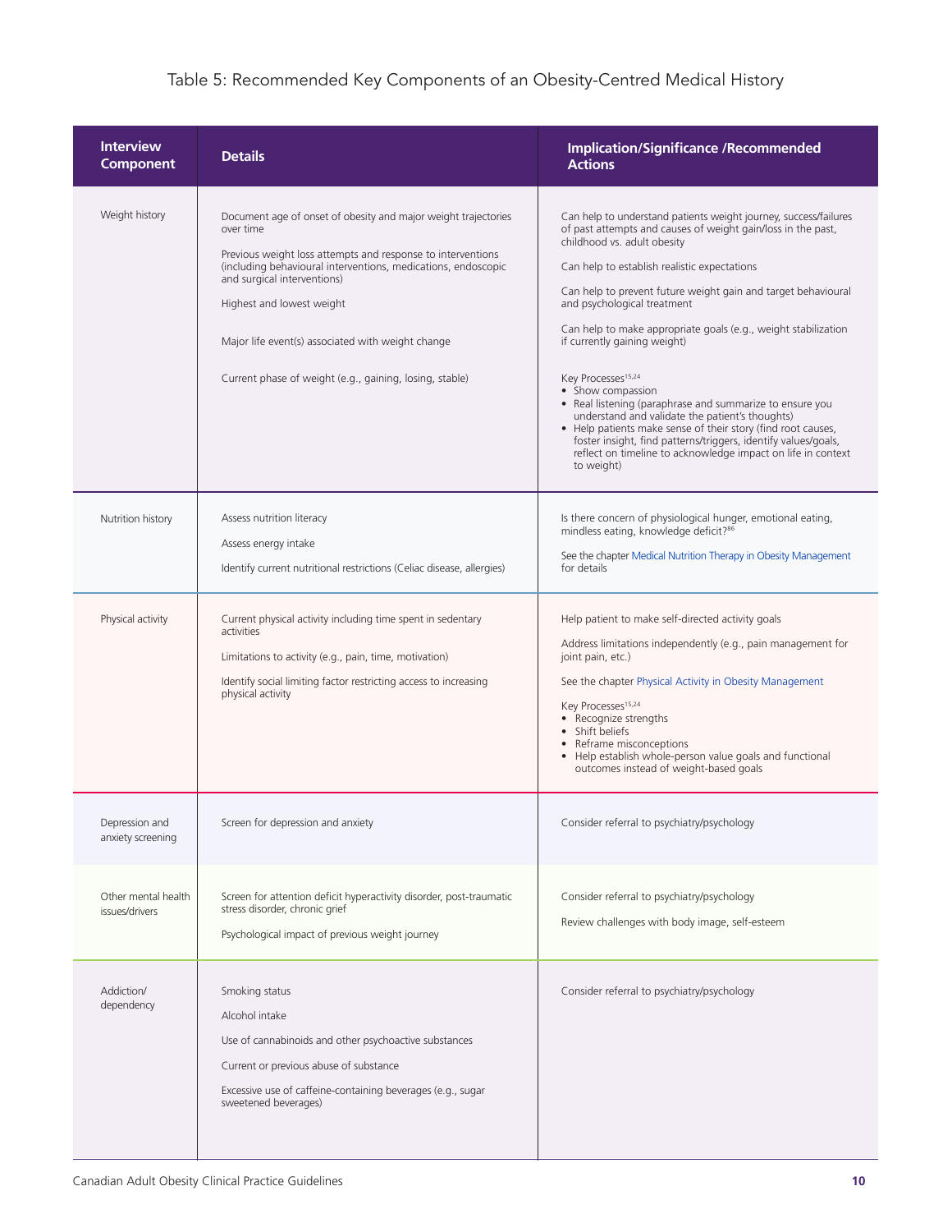Table 5: Recommended Key Components of an Obesity-Centred Medical History

| Interview Component | Details | Implication/Significance /Recommended Actions |
|---|---|---|
| Weight history | Document age of onset of obesity and major weight trajectories over time<br><br>Previous weight loss attempts and response to interventions (including behavioural interventions, medications, endoscopic and surgical interventions)<br><br>Highest and lowest weight<br><br>Major life event(s) associated with weight change<br><br>Current phase of weight (e.g., gaining, losing, stable) | Can help to understand patients weight journey, success/failures of past attempts and causes of weight gain/loss in the past, childhood vs. adult obesity<br><br>Can help to establish realistic expectations<br><br>Can help to prevent future weight gain and target behavioural and psychological treatment<br><br>Can help to make appropriate goals (e.g., weight stabilization if currently gaining weight)<br><br>Key Processes[15,24]<br>• Show compassion<br>• Real listening (paraphrase and summarize to ensure you understand and validate the patient's thoughts)<br>• Help patients make sense of their story (find root causes, foster insight, find patterns/triggers, identify values/goals, reflect on timeline to acknowledge impact on life in context to weight) |
| Nutrition history | Assess nutrition literacy<br><br>Assess energy intake<br><br>Identify current nutritional restrictions (Celiac disease, allergies) | Is there concern of physiological hunger, emotional eating, mindless eating, knowledge deficit?[86]<br><br>See the chapter Medical Nutrition Therapy in Obesity Management for details |
| Physical activity | Current physical activity including time spent in sedentary activities<br><br>Limitations to activity (e.g., pain, time, motivation)<br><br>Identify social limiting factor restricting access to increasing physical activity | Help patient to make self-directed activity goals<br><br>Address limitations independently (e.g., pain management for joint pain, etc.)<br><br>See the chapter Physical Activity in Obesity Management<br><br>Key Processes[15,24]<br>• Recognize strengths<br>• Shift beliefs<br>• Reframe misconceptions<br>• Help establish whole-person value goals and functional outcomes instead of weight-based goals |
| Depression and anxiety screening | Screen for depression and anxiety | Consider referral to psychiatry/psychology |
| Other mental health issues/drivers | Screen for attention deficit hyperactivity disorder, post-traumatic stress disorder, chronic grief<br><br>Psychological impact of previous weight journey | Consider referral to psychiatry/psychology<br><br>Review challenges with body image, self-esteem |
| Addiction/ dependency | Smoking status<br><br>Alcohol intake<br><br>Use of cannabinoids and other psychoactive substances<br><br>Current or previous abuse of substance<br><br>Excessive use of caffeine-containing beverages (e.g., sugar sweetened beverages) | Consider referral to psychiatry/psychology |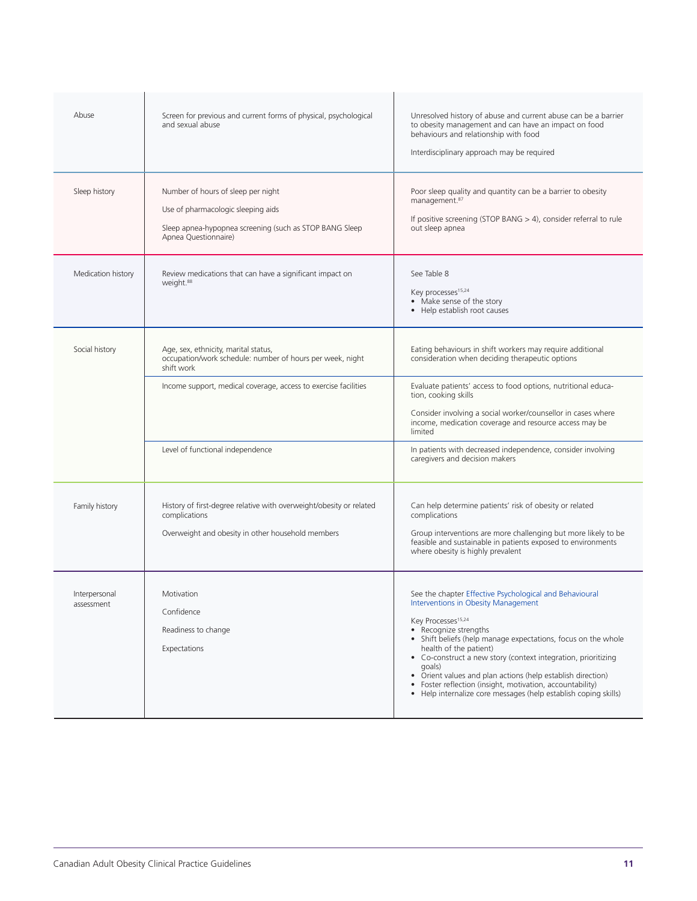| | | |
|---|---|---|
| Abuse | Screen for previous and current forms of physical, psychological and sexual abuse | Unresolved history of abuse and current abuse can be a barrier to obesity management and can have an impact on food behaviours and relationship with food<br><br>Interdisciplinary approach may be required |
| Sleep history | Number of hours of sleep per night<br><br>Use of pharmacologic sleeping aids<br><br>Sleep apnea-hypopnea screening (such as STOP BANG Sleep Apnea Questionnaire) | Poor sleep quality and quantity can be a barrier to obesity management.[87]<br><br>If positive screening (STOP BANG > 4), consider referral to rule out sleep apnea |
| Medication history | Review medications that can have a significant impact on weight.[88] | See Table 8<br><br>Key processes[15,24]<br>• Make sense of the story<br>• Help establish root causes |
| Social history | Age, sex, ethnicity, marital status, occupation/work schedule: number of hours per week, night shift work | Eating behaviours in shift workers may require additional consideration when deciding therapeutic options |
| | Income support, medical coverage, access to exercise facilities | Evaluate patients' access to food options, nutritional education, cooking skills<br><br>Consider involving a social worker/counsellor in cases where income, medication coverage and resource access may be limited |
| | Level of functional independence | In patients with decreased independence, consider involving caregivers and decision makers |
| Family history | History of first-degree relative with overweight/obesity or related complications<br><br>Overweight and obesity in other household members | Can help determine patients' risk of obesity or related complications<br><br>Group interventions are more challenging but more likely to be feasible and sustainable in patients exposed to environments where obesity is highly prevalent |
| Interpersonal assessment | Motivation<br><br>Confidence<br><br>Readiness to change<br><br>Expectations | See the chapter Effective Psychological and Behavioural Interventions in Obesity Management<br><br>Key Processes[15,24]<br>• Recognize strengths<br>• Shift beliefs (help manage expectations, focus on the whole health of the patient)<br>• Co-construct a new story (context integration, prioritizing goals)<br>• Orient values and plan actions (help establish direction)<br>• Foster reflection (insight, motivation, accountability)<br>• Help internalize core messages (help establish coping skills) |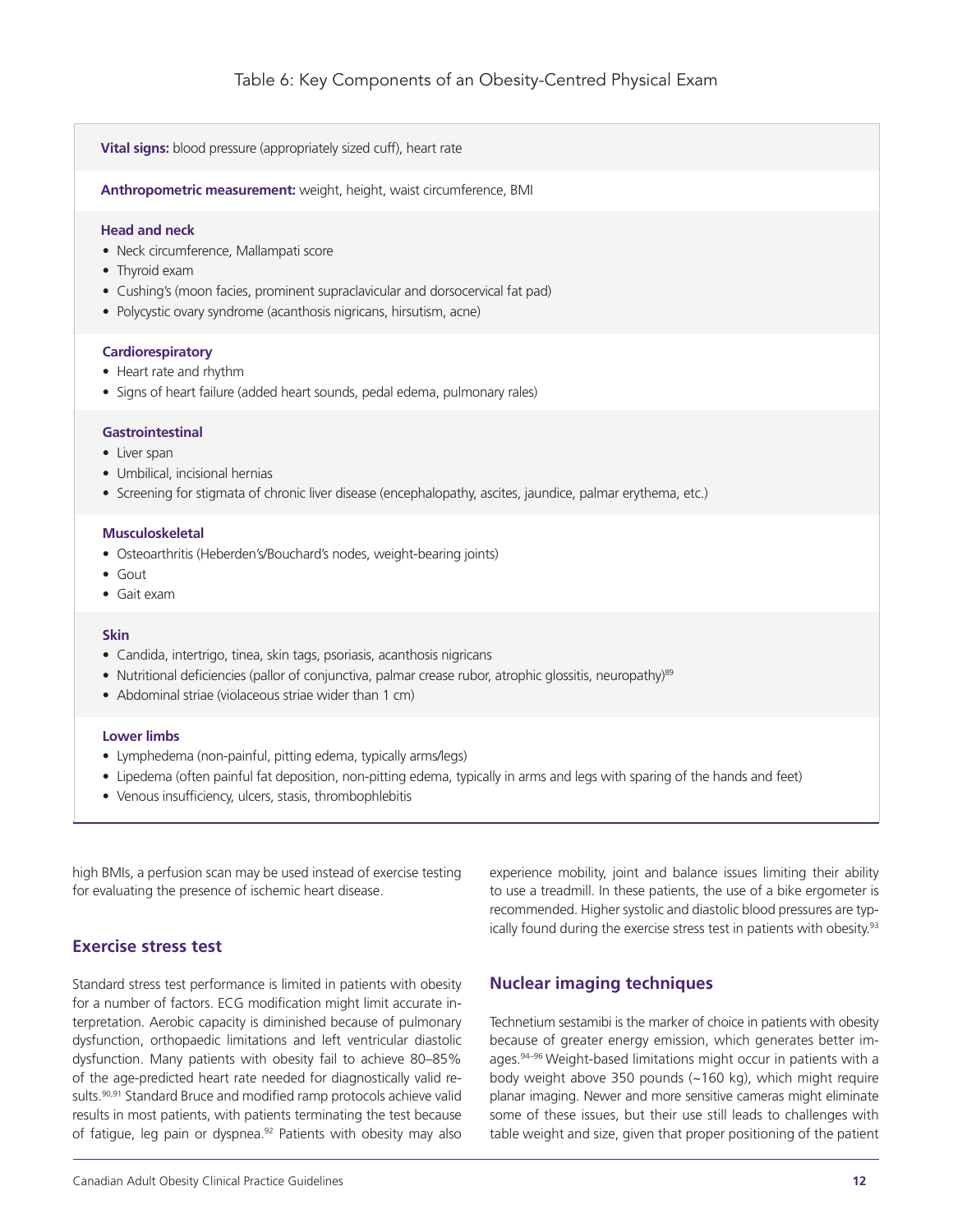Table 6: Key Components of an Obesity-Centred Physical Exam

**Vital signs:** blood pressure (appropriately sized cuff), heart rate

**Anthropometric measurement:** weight, height, waist circumference, BMI

**Head and neck**

- Neck circumference, Mallampati score
- Thyroid exam
- Cushing's (moon facies, prominent supraclavicular and dorsocervical fat pad)
- Polycystic ovary syndrome (acanthosis nigricans, hirsutism, acne)

**Cardiorespiratory**

- Heart rate and rhythm
- Signs of heart failure (added heart sounds, pedal edema, pulmonary rales)

**Gastrointestinal**

- Liver span
- Umbilical, incisional hernias
- Screening for stigmata of chronic liver disease (encephalopathy, ascites, jaundice, palmar erythema, etc.)

**Musculoskeletal**

- Osteoarthritis (Heberden's/Bouchard's nodes, weight-bearing joints)
- Gout
- Gait exam

**Skin**

- Candida, intertrigo, tinea, skin tags, psoriasis, acanthosis nigricans
- Nutritional deficiencies (pallor of conjunctiva, palmar crease rubor, atrophic glossitis, neuropathy)[89]
- Abdominal striae (violaceous striae wider than 1 cm)

**Lower limbs**

- Lymphedema (non-painful, pitting edema, typically arms/legs)
- Lipedema (often painful fat deposition, non-pitting edema, typically in arms and legs with sparing of the hands and feet)
- Venous insufficiency, ulcers, stasis, thrombophlebitis

high BMIs, a perfusion scan may be used instead of exercise testing for evaluating the presence of ischemic heart disease.

## Exercise stress test

Standard stress test performance is limited in patients with obesity for a number of factors. ECG modification might limit accurate interpretation. Aerobic capacity is diminished because of pulmonary dysfunction, orthopaedic limitations and left ventricular diastolic dysfunction. Many patients with obesity fail to achieve 80–85% of the age-predicted heart rate needed for diagnostically valid results.[90,91] Standard Bruce and modified ramp protocols achieve valid results in most patients, with patients terminating the test because of fatigue, leg pain or dyspnea.[92] Patients with obesity may also experience mobility, joint and balance issues limiting their ability to use a treadmill. In these patients, the use of a bike ergometer is recommended. Higher systolic and diastolic blood pressures are typically found during the exercise stress test in patients with obesity.[93]

## Nuclear imaging techniques

Technetium sestamibi is the marker of choice in patients with obesity because of greater energy emission, which generates better images.[94–96] Weight-based limitations might occur in patients with a body weight above 350 pounds (~160 kg), which might require planar imaging. Newer and more sensitive cameras might eliminate some of these issues, but their use still leads to challenges with table weight and size, given that proper positioning of the patient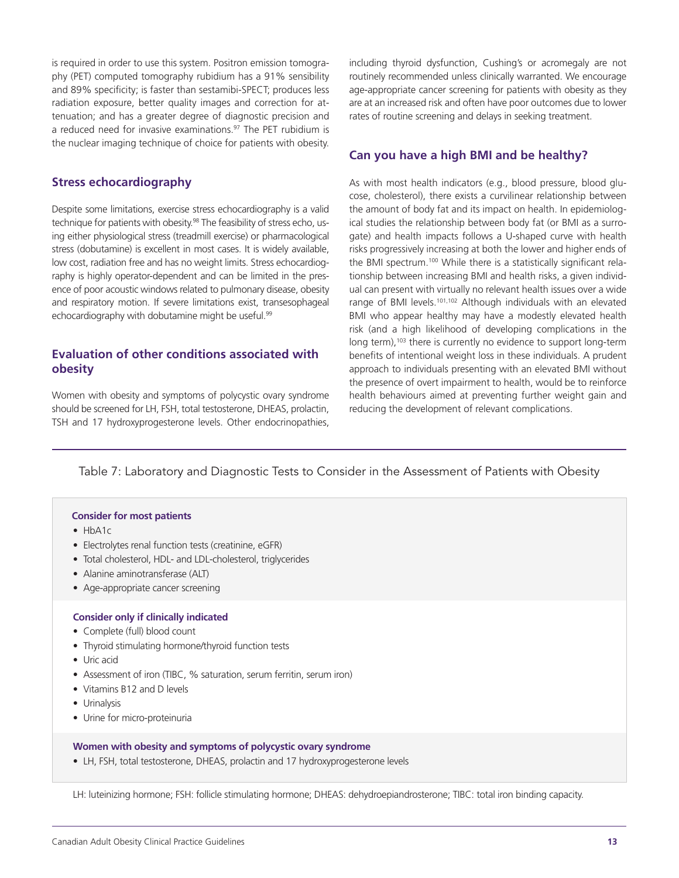is required in order to use this system. Positron emission tomography (PET) computed tomography rubidium has a 91% sensibility and 89% specificity; is faster than sestamibi-SPECT; produces less radiation exposure, better quality images and correction for attenuation; and has a greater degree of diagnostic precision and a reduced need for invasive examinations.[97] The PET rubidium is the nuclear imaging technique of choice for patients with obesity.

## Stress echocardiography

Despite some limitations, exercise stress echocardiography is a valid technique for patients with obesity.[98] The feasibility of stress echo, using either physiological stress (treadmill exercise) or pharmacological stress (dobutamine) is excellent in most cases. It is widely available, low cost, radiation free and has no weight limits. Stress echocardiography is highly operator-dependent and can be limited in the presence of poor acoustic windows related to pulmonary disease, obesity and respiratory motion. If severe limitations exist, transesophageal echocardiography with dobutamine might be useful.[99]

## Evaluation of other conditions associated with obesity

Women with obesity and symptoms of polycystic ovary syndrome should be screened for LH, FSH, total testosterone, DHEAS, prolactin, TSH and 17 hydroxyprogesterone levels. Other endocrinopathies, including thyroid dysfunction, Cushing's or acromegaly are not routinely recommended unless clinically warranted. We encourage age-appropriate cancer screening for patients with obesity as they are at an increased risk and often have poor outcomes due to lower rates of routine screening and delays in seeking treatment.

## Can you have a high BMI and be healthy?

As with most health indicators (e.g., blood pressure, blood glucose, cholesterol), there exists a curvilinear relationship between the amount of body fat and its impact on health. In epidemiological studies the relationship between body fat (or BMI as a surrogate) and health impacts follows a U-shaped curve with health risks progressively increasing at both the lower and higher ends of the BMI spectrum.[100] While there is a statistically significant relationship between increasing BMI and health risks, a given individual can present with virtually no relevant health issues over a wide range of BMI levels.[101,102] Although individuals with an elevated BMI who appear healthy may have a modestly elevated health risk (and a high likelihood of developing complications in the long term),[103] there is currently no evidence to support long-term benefits of intentional weight loss in these individuals. A prudent approach to individuals presenting with an elevated BMI without the presence of overt impairment to health, would be to reinforce health behaviours aimed at preventing further weight gain and reducing the development of relevant complications.

Table 7: Laboratory and Diagnostic Tests to Consider in the Assessment of Patients with Obesity

**Consider for most patients**

- HbA1c
- Electrolytes renal function tests (creatinine, eGFR)
- Total cholesterol, HDL- and LDL-cholesterol, triglycerides
- Alanine aminotransferase (ALT)
- Age-appropriate cancer screening

**Consider only if clinically indicated**

- Complete (full) blood count
- Thyroid stimulating hormone/thyroid function tests
- Uric acid
- Assessment of iron (TIBC, % saturation, serum ferritin, serum iron)
- Vitamins B12 and D levels
- Urinalysis
- Urine for micro-proteinuria

**Women with obesity and symptoms of polycystic ovary syndrome**

- LH, FSH, total testosterone, DHEAS, prolactin and 17 hydroxyprogesterone levels

LH: luteinizing hormone; FSH: follicle stimulating hormone; DHEAS: dehydroepiandrosterone; TIBC: total iron binding capacity.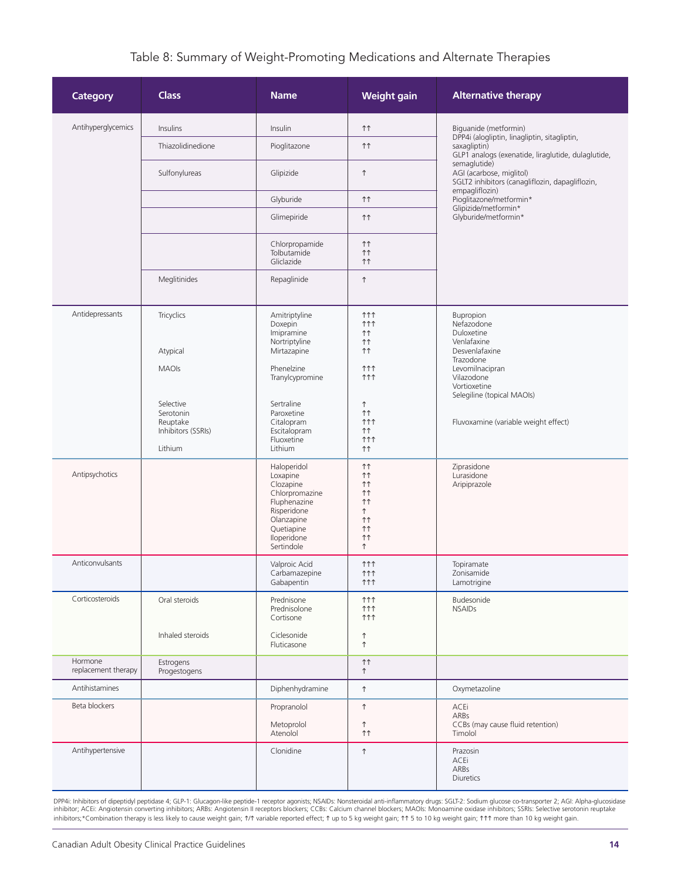## Table 8: Summary of Weight-Promoting Medications and Alternate Therapies

| Category | Class | Name | Weight gain | Alternative therapy |
|---|---|---|---|---|
| Antihyperglycemics | Insulins | Insulin | ↑↑ | Biguanide (metformin)<br>DPP4i (alogliptin, linagliptin, sitagliptin, saxagliptin)<br>GLP1 analogs (exenatide, liraglutide, dulaglutide, semaglutide)<br>AGI (acarbose, miglitol)<br>SGLT2 inhibitors (canagliflozin, dapagliflozin, empagliflozin)<br>Pioglitazone/metformin*<br>Glipizide/metformin*<br>Glyburide/metformin* |
| | Thiazolidinedione | Pioglitazone | ↑↑ | |
| | Sulfonylureas | Glipizide | ↑ | |
| | | Glyburide | ↑↑ | |
| | | Glimepiride | ↑↑ | |
| | | Chlorpropamide<br>Tolbutamide<br>Gliclazide | ↑↑<br>↑↑<br>↑↑ | |
| | Meglitinides | Repaglinide | ↑ | |
| Antidepressants | Tricyclics | Amitriptyline<br>Doxepin<br>Imipramine<br>Nortriptyline | ↑↑↑<br>↑↑↑<br>↑↑<br>↑↑ | Bupropion<br>Nefazodone<br>Duloxetine<br>Venlafaxine<br>Desvenlafaxine<br>Trazodone<br>Levomilnacipran<br>Vilazodone<br>Vortioxetine<br>Selegiline (topical MAOIs) |
| | Atypical | Mirtazapine | ↑↑ | |
| | MAOIs | Phenelzine<br>Tranylcypromine | ↑↑↑<br>↑↑↑ | |
| | Selective Serotonin Reuptake Inhibitors (SSRIs) | Sertraline<br>Paroxetine<br>Citalopram<br>Escitalopram<br>Fluoxetine | ↑<br>↑↑<br>↑↑↑<br>↑↑<br>↑↑↑ | Fluvoxamine (variable weight effect) |
| | Lithium | Lithium | ↑↑ | |
| Antipsychotics | | Haloperidol<br>Loxapine<br>Clozapine<br>Chlorpromazine<br>Fluphenazine<br>Risperidone<br>Olanzapine<br>Quetiapine<br>Iloperidone<br>Sertindole | ↑↑<br>↑↑<br>↑↑<br>↑↑<br>↑↑<br>↑<br>↑↑<br>↑↑<br>↑↑<br>↑ | Ziprasidone<br>Lurasidone<br>Aripiprazole |
| Anticonvulsants | | Valproic Acid<br>Carbamazepine<br>Gabapentin | ↑↑↑<br>↑↑↑<br>↑↑↑ | Topiramate<br>Zonisamide<br>Lamotrigine |
| Corticosteroids | Oral steroids | Prednisone<br>Prednisolone<br>Cortisone | ↑↑↑<br>↑↑↑<br>↑↑↑ | Budesonide<br>NSAIDs |
| | Inhaled steroids | Ciclesonide<br>Fluticasone | ↑<br>↑ | |
| Hormone replacement therapy | Estrogens<br>Progestogens | | ↑↑<br>↑ | |
| Antihistamines | | Diphenhydramine | ↑ | Oxymetazoline |
| Beta blockers | | Propranolol | ↑ | ACEi<br>ARBs<br>CCBs (may cause fluid retention)<br>Timolol |
| | | Metoprolol<br>Atenolol | ↑<br>↑↑ | |
| Antihypertensive | | Clonidine | ↑ | Prazosin<br>ACEi<br>ARBs<br>Diuretics |

DPP4i: Inhibitors of dipeptidyl peptidase 4; GLP-1: Glucagon-like peptide-1 receptor agonists; NSAIDs: Nonsteroidal anti-inflammatory drugs: SGLT-2: Sodium glucose co-transporter 2; AGI: Alpha-glucosidase inhibitor; ACEi: Angiotensin converting inhibitors; ARBs: Angiotensin II receptors blockers; CCBs: Calcium channel blockers; MAOIs: Monoamine oxidase inhibitors; SSRIs: Selective serotonin reuptake inhibitors;*Combination therapy is less likely to cause weight gain; ↑/↑ variable reported effect; ↑ up to 5 kg weight gain; ↑↑ 5 to 10 kg weight gain; ↑↑↑ more than 10 kg weight gain.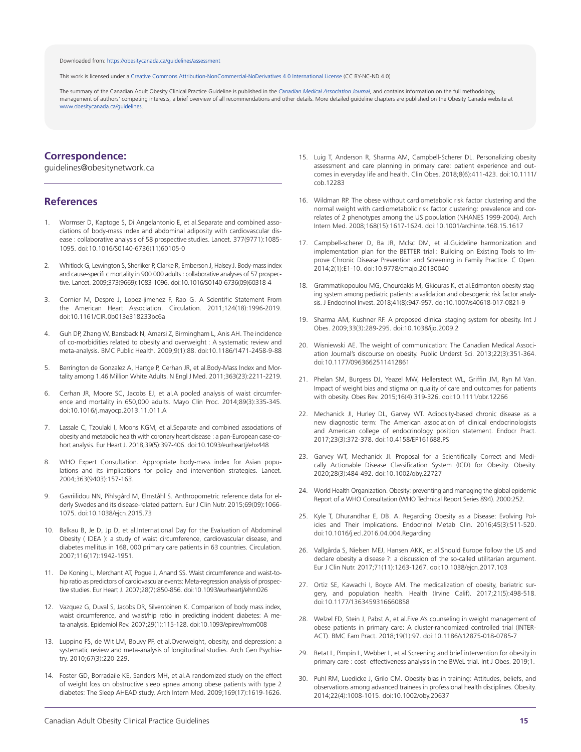Downloaded from: https://obesitycanada.ca/guidelines/assessment

This work is licensed under a Creative Commons Attribution-NonCommercial-NoDerivatives 4.0 International License (CC BY-NC-ND 4.0)

The summary of the Canadian Adult Obesity Clinical Practice Guideline is published in the *Canadian Medical Association Journal*, and contains information on the full methodology, management of authors' competing interests, a brief overview of all recommendations and other details. More detailed guideline chapters are published on the Obesity Canada website at www.obesitycanada.ca/guidelines.

## Correspondence:

guidelines@obesitynetwork.ca

## References

1. Wormser D, Kaptoge S, Di Angelantonio E, et al.Separate and combined associations of body-mass index and abdominal adiposity with cardiovascular disease : collaborative analysis of 58 prospective studies. Lancet. 377(9771):1085-1095. doi:10.1016/S0140-6736(11)60105-0
2. Whitlock G, Lewington S, Sherliker P, Clarke R, Emberson J, Halsey J. Body-mass index and cause-specifi c mortality in 900 000 adults : collaborative analyses of 57 prospective. Lancet. 2009;373(9669):1083-1096. doi:10.1016/S0140-6736(09)60318-4
3. Cornier M, Despre J, Lopez-jimenez F, Rao G. A Scientific Statement From the American Heart Association. Circulation. 2011;124(18):1996-2019. doi:10.1161/CIR.0b013e318233bc6a
4. Guh DP, Zhang W, Bansback N, Amarsi Z, Birmingham L, Anis AH. The incidence of co-morbidities related to obesity and overweight : A systematic review and meta-analysis. BMC Public Health. 2009;9(1):88. doi:10.1186/1471-2458-9-88
5. Berrington de Gonzalez A, Hartge P, Cerhan JR, et al.Body-Mass Index and Mortality among 1.46 Million White Adults. N Engl J Med. 2011;363(23):2211-2219.
6. Cerhan JR, Moore SC, Jacobs EJ, et al.A pooled analysis of waist circumference and mortality in 650,000 adults. Mayo Clin Proc. 2014;89(3):335-345. doi:10.1016/j.mayocp.2013.11.011.A
7. Lassale C, Tzoulaki I, Moons KGM, et al.Separate and combined associations of obesity and metabolic health with coronary heart disease : a pan-European case-cohort analysis. Eur Heart J. 2018;39(5):397-406. doi:10.1093/eurheartj/ehx448
8. WHO Expert Consultation. Appropriate body-mass index for Asian populations and its implications for policy and intervention strategies. Lancet. 2004;363(9403):157-163.
9. Gavriilidou NN, Pihlsgård M, Elmståhl S. Anthropometric reference data for elderly Swedes and its disease-related pattern. Eur J Clin Nutr. 2015;69(09):1066-1075. doi:10.1038/ejcn.2015.73
10. Balkau B, Je D, Jp D, et al.International Day for the Evaluation of Abdominal Obesity ( IDEA ): a study of waist circumference, cardiovascular disease, and diabetes mellitus in 168, 000 primary care patients in 63 countries. Circulation. 2007;116(17):1942-1951.
11. De Koning L, Merchant AT, Pogue J, Anand SS. Waist circumference and waist-to-hip ratio as predictors of cardiovascular events: Meta-regression analysis of prospective studies. Eur Heart J. 2007;28(7):850-856. doi:10.1093/eurheartj/ehm026
12. Vazquez G, Duval S, Jacobs DR, Silventoinen K. Comparison of body mass index, waist circumference, and waist/hip ratio in predicting incident diabetes: A meta-analysis. Epidemiol Rev. 2007;29(1):115-128. doi:10.1093/epirev/mxm008
13. Luppino FS, de Wit LM, Bouvy PF, et al.Overweight, obesity, and depression: a systematic review and meta-analysis of longitudinal studies. Arch Gen Psychiatry. 2010;67(3):220-229.
14. Foster GD, Borradaile KE, Sanders MH, et al.A randomized study on the effect of weight loss on obstructive sleep apnea among obese patients with type 2 diabetes: The Sleep AHEAD study. Arch Intern Med. 2009;169(17):1619-1626.
15. Luig T, Anderson R, Sharma AM, Campbell-Scherer DL. Personalizing obesity assessment and care planning in primary care: patient experience and outcomes in everyday life and health. Clin Obes. 2018;8(6):411-423. doi:10.1111/cob.12283
16. Wildman RP. The obese without cardiometabolic risk factor clustering and the normal weight with cardiometabolic risk factor clustering: prevalence and correlates of 2 phenotypes among the US population (NHANES 1999-2004). Arch Intern Med. 2008;168(15):1617-1624. doi:10.1001/archinte.168.15.1617
17. Campbell-scherer D, Ba JR, Mclsc DM, et al.Guideline harmonization and implementation plan for the BETTER trial : Building on Existing Tools to Improve Chronic Disease Prevention and Screening in Family Practice. C Open. 2014;2(1):E1-10. doi:10.9778/cmajo.20130040
18. Grammatikopoulou MG, Chourdakis M, Gkiouras K, et al.Edmonton obesity staging system among pediatric patients: a validation and obesogenic risk factor analysis. J Endocrinol Invest. 2018;41(8):947-957. doi:10.1007/s40618-017-0821-9
19. Sharma AM, Kushner RF. A proposed clinical staging system for obesity. Int J Obes. 2009;33(3):289-295. doi:10.1038/ijo.2009.2
20. Wisniewski AE. The weight of communication: The Canadian Medical Association Journal's discourse on obesity. Public Underst Sci. 2013;22(3):351-364. doi:10.1177/0963662511412861
21. Phelan SM, Burgess DJ, Yeazel MW, Hellerstedt WL, Griffin JM, Ryn M Van. Impact of weight bias and stigma on quality of care and outcomes for patients with obesity. Obes Rev. 2015;16(4):319-326. doi:10.1111/obr.12266
22. Mechanick JI, Hurley DL, Garvey WT. Adiposity-based chronic disease as a new diagnostic term: The American association of clinical endocrinologists and American college of endocrinology position statement. Endocr Pract. 2017;23(3):372-378. doi:10.4158/EP161688.PS
23. Garvey WT, Mechanick JI. Proposal for a Scientifically Correct and Medically Actionable Disease Classification System (ICD) for Obesity. Obesity. 2020;28(3):484-492. doi:10.1002/oby.22727
24. World Health Organization. Obesity: preventing and managing the global epidemic Report of a WHO Consultation (WHO Technical Report Series 894). 2000:252.
25. Kyle T, Dhurandhar E, DB. A. Regarding Obesity as a Disease: Evolving Policies and Their Implications. Endocrinol Metab Clin. 2016;45(3):511-520. doi:10.1016/j.ecl.2016.04.004.Regarding
26. Vallgårda S, Nielsen MEJ, Hansen AKK, et al.Should Europe follow the US and declare obesity a disease ?: a discussion of the so-called utilitarian argument. Eur J Clin Nutr. 2017;71(11):1263-1267. doi:10.1038/ejcn.2017.103
27. Ortiz SE, Kawachi I, Boyce AM. The medicalization of obesity, bariatric surgery, and population health. Health (Irvine Calif). 2017;21(5):498-518. doi:10.1177/1363459316660858
28. Welzel FD, Stein J, Pabst A, et al.Five A's counseling in weight management of obese patients in primary care: A cluster-randomized controlled trial (INTERACT). BMC Fam Pract. 2018;19(1):97. doi:10.1186/s12875-018-0785-7
29. Retat L, Pimpin L, Webber L, et al.Screening and brief intervention for obesity in primary care : cost- effectiveness analysis in the BWeL trial. Int J Obes. 2019;1.
30. Puhl RM, Luedicke J, Grilo CM. Obesity bias in training: Attitudes, beliefs, and observations among advanced trainees in professional health disciplines. Obesity. 2014;22(4):1008-1015. doi:10.1002/oby.20637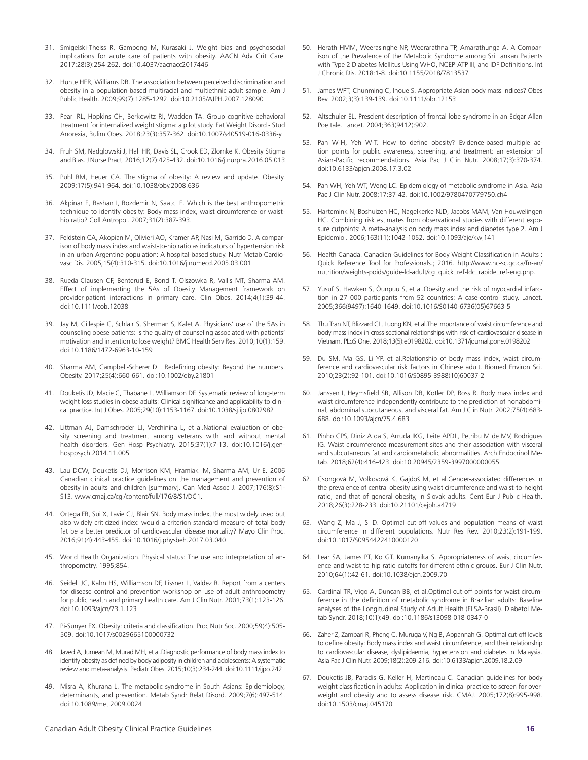31. Smigelski-Theiss R, Gampong M, Kurasaki J. Weight bias and psychosocial implications for acute care of patients with obesity. AACN Adv Crit Care. 2017;28(3):254-262. doi:10.4037/aacnacc2017446

32. Hunte HER, Williams DR. The association between perceived discrimination and obesity in a population-based multiracial and multiethnic adult sample. Am J Public Health. 2009;99(7):1285-1292. doi:10.2105/AJPH.2007.128090

33. Pearl RL, Hopkins CH, Berkowitz RI, Wadden TA. Group cognitive-behavioral treatment for internalized weight stigma: a pilot study. Eat Weight Disord - Stud Anorexia, Bulim Obes. 2018;23(3):357-362. doi:10.1007/s40519-016-0336-y

34. Fruh SM, Nadglowski J, Hall HR, Davis SL, Crook ED, Zlomke K. Obesity Stigma and Bias. J Nurse Pract. 2016;12(7):425-432. doi:10.1016/j.nurpra.2016.05.013

35. Puhl RM, Heuer CA. The stigma of obesity: A review and update. Obesity. 2009;17(5):941-964. doi:10.1038/oby.2008.636

36. Akpinar E, Bashan I, Bozdemir N, Saatci E. Which is the best anthropometric technique to identify obesity: Body mass index, waist circumference or waist-hip ratio? Coll Antropol. 2007;31(2):387-393.

37. Feldstein CA, Akopian M, Olivieri AO, Kramer AP, Nasi M, Garrido D. A comparison of body mass index and waist-to-hip ratio as indicators of hypertension risk in an urban Argentine population: A hospital-based study. Nutr Metab Cardiovasc Dis. 2005;15(4):310-315. doi:10.1016/j.numecd.2005.03.001

38. Rueda-Clausen CF, Benterud E, Bond T, Olszowka R, Vallis MT, Sharma AM. Effect of implementing the 5As of Obesity Management framework on provider-patient interactions in primary care. Clin Obes. 2014;4(1):39-44. doi:10.1111/cob.12038

39. Jay M, Gillespie C, Schlair S, Sherman S, Kalet A. Physicians' use of the 5As in counseling obese patients: Is the quality of counseling associated with patients' motivation and intention to lose weight? BMC Health Serv Res. 2010;10(1):159. doi:10.1186/1472-6963-10-159

40. Sharma AM, Campbell-Scherer DL. Redefining obesity: Beyond the numbers. Obesity. 2017;25(4):660-661. doi:10.1002/oby.21801

41. Douketis JD, Macie C, Thabane L, Williamson DF. Systematic review of long-term weight loss studies in obese adults: Clinical significance and applicability to clinical practice. Int J Obes. 2005;29(10):1153-1167. doi:10.1038/sj.ijo.0802982

42. Littman AJ, Damschroder LJ, Verchinina L, et al.National evaluation of obesity screening and treatment among veterans with and without mental health disorders. Gen Hosp Psychiatry. 2015;37(1):7-13. doi:10.1016/j.genhosppsych.2014.11.005

43. Lau DCW, Douketis DJ, Morrison KM, Hramiak IM, Sharma AM, Ur E. 2006 Canadian clinical practice guidelines on the management and prevention of obesity in adults and children [summary]. Can Med Assoc J. 2007;176(8):S1-S13. www.cmaj.ca/cgi/content/full/176/8/S1/DC1.

44. Ortega FB, Sui X, Lavie CJ, Blair SN. Body mass index, the most widely used but also widely criticized index: would a criterion standard measure of total body fat be a better predictor of cardiovascular disease mortality? Mayo Clin Proc. 2016;91(4):443-455. doi:10.1016/j.physbeh.2017.03.040

45. World Health Organization. Physical status: The use and interpretation of anthropometry. 1995;854.

46. Seidell JC, Kahn HS, Williamson DF, Lissner L, Valdez R. Report from a centers for disease control and prevention workshop on use of adult anthropometry for public health and primary health care. Am J Clin Nutr. 2001;73(1):123-126. doi:10.1093/ajcn/73.1.123

47. Pi-Sunyer FX. Obesity: criteria and classification. Proc Nutr Soc. 2000;59(4):505-509. doi:10.1017/s0029665100000732

48. Javed A, Jumean M, Murad MH, et al.Diagnostic performance of body mass index to identify obesity as defined by body adiposity in children and adolescents: A systematic review and meta-analysis. Pediatr Obes. 2015;10(3):234-244. doi:10.1111/ijpo.242

49. Misra A, Khurana L. The metabolic syndrome in South Asians: Epidemiology, determinants, and prevention. Metab Syndr Relat Disord. 2009;7(6):497-514. doi:10.1089/met.2009.0024

50. Herath HMM, Weerasinghe NP, Weerarathna TP, Amarathunga A. A Comparison of the Prevalence of the Metabolic Syndrome among Sri Lankan Patients with Type 2 Diabetes Mellitus Using WHO, NCEP-ATP III, and IDF Definitions. Int J Chronic Dis. 2018:1-8. doi:10.1155/2018/7813537

51. James WPT, Chunming C, Inoue S. Appropriate Asian body mass indices? Obes Rev. 2002;3(3):139-139. doi:10.1111/obr.12153

52. Altschuler EL. Prescient description of frontal lobe syndrome in an Edgar Allan Poe tale. Lancet. 2004;363(9412):902.

53. Pan W-H, Yeh W-T. How to define obesity? Evidence-based multiple action points for public awareness, screening, and treatment: an extension of Asian-Pacific recommendations. Asia Pac J Clin Nutr. 2008;17(3):370-374. doi:10.6133/apjcn.2008.17.3.02

54. Pan WH, Yeh WT, Weng LC. Epidemiology of metabolic syndrome in Asia. Asia Pac J Clin Nutr. 2008;17:37-42. doi:10.1002/9780470779750.ch4

55. Hartemink N, Boshuizen HC, Nagelkerke NJD, Jacobs MAM, Van Houwelingen HC. Combining risk estimates from observational studies with different exposure cutpoints: A meta-analysis on body mass index and diabetes type 2. Am J Epidemiol. 2006;163(11):1042-1052. doi:10.1093/aje/kwj141

56. Health Canada. Canadian Guidelines for Body Weight Classification in Adults : Quick Reference Tool for Professionals.; 2016. http://www.hc-sc.gc.ca/fn-an/nutrition/weights-poids/guide-ld-adult/cg_quick_ref-ldc_rapide_ref-eng.php.

57. Yusuf S, Hawken S, Ôunpuu S, et al.Obesity and the risk of myocardial infarction in 27 000 participants from 52 countries: A case-control study. Lancet. 2005;366(9497):1640-1649. doi:10.1016/S0140-6736(05)67663-5

58. Thu Tran NT, Blizzard CL, Luong KN, et al.The importance of waist circumference and body mass index in cross-sectional relationships with risk of cardiovascular disease in Vietnam. PLoS One. 2018;13(5):e0198202. doi:10.1371/journal.pone.0198202

59. Du SM, Ma GS, Li YP, et al.Relationship of body mass index, waist circumference and cardiovascular risk factors in Chinese adult. Biomed Environ Sci. 2010;23(2):92-101. doi:10.1016/S0895-3988(10)60037-2

60. Janssen I, Heymsfield SB, Allison DB, Kotler DP, Ross R. Body mass index and waist circumference independently contribute to the prediction of nonabdominal, abdominal subcutaneous, and visceral fat. Am J Clin Nutr. 2002;75(4):683-688. doi:10.1093/ajcn/75.4.683

61. Pinho CPS, Diniz A da S, Arruda IKG, Leite APDL, Petribu M de MV, Rodrigues IG. Waist circumference measurement sites and their association with visceral and subcutaneous fat and cardiometabolic abnormalities. Arch Endocrinol Metab. 2018;62(4):416-423. doi:10.20945/2359-3997000000055

62. Csongová M, Volkovová K, Gajdoš M, et al.Gender-associated differences in the prevalence of central obesity using waist circumference and waist-to-height ratio, and that of general obesity, in Slovak adults. Cent Eur J Public Health. 2018;26(3):228-233. doi:10.21101/cejph.a4719

63. Wang Z, Ma J, Si D. Optimal cut-off values and population means of waist circumference in different populations. Nutr Res Rev. 2010;23(2):191-199. doi:10.1017/S0954422410000120

64. Lear SA, James PT, Ko GT, Kumanyika S. Appropriateness of waist circumference and waist-to-hip ratio cutoffs for different ethnic groups. Eur J Clin Nutr. 2010;64(1):42-61. doi:10.1038/ejcn.2009.70

65. Cardinal TR, Vigo A, Duncan BB, et al.Optimal cut-off points for waist circumference in the definition of metabolic syndrome in Brazilian adults: Baseline analyses of the Longitudinal Study of Adult Health (ELSA-Brasil). Diabetol Metab Syndr. 2018;10(1):49. doi:10.1186/s13098-018-0347-0

66. Zaher Z, Zambari R, Pheng C, Muruga V, Ng B, Appannah G. Optimal cut-off levels to define obesity: Body mass index and waist circumference, and their relationship to cardiovascular disease, dyslipidaemia, hypertension and diabetes in Malaysia. Asia Pac J Clin Nutr. 2009;18(2):209-216. doi:10.6133/apjcn.2009.18.2.09

67. Douketis JB, Paradis G, Keller H, Martineau C. Canadian guidelines for body weight classification in adults: Application in clinical practice to screen for overweight and obesity and to assess disease risk. CMAJ. 2005;172(8):995-998. doi:10.1503/cmaj.045170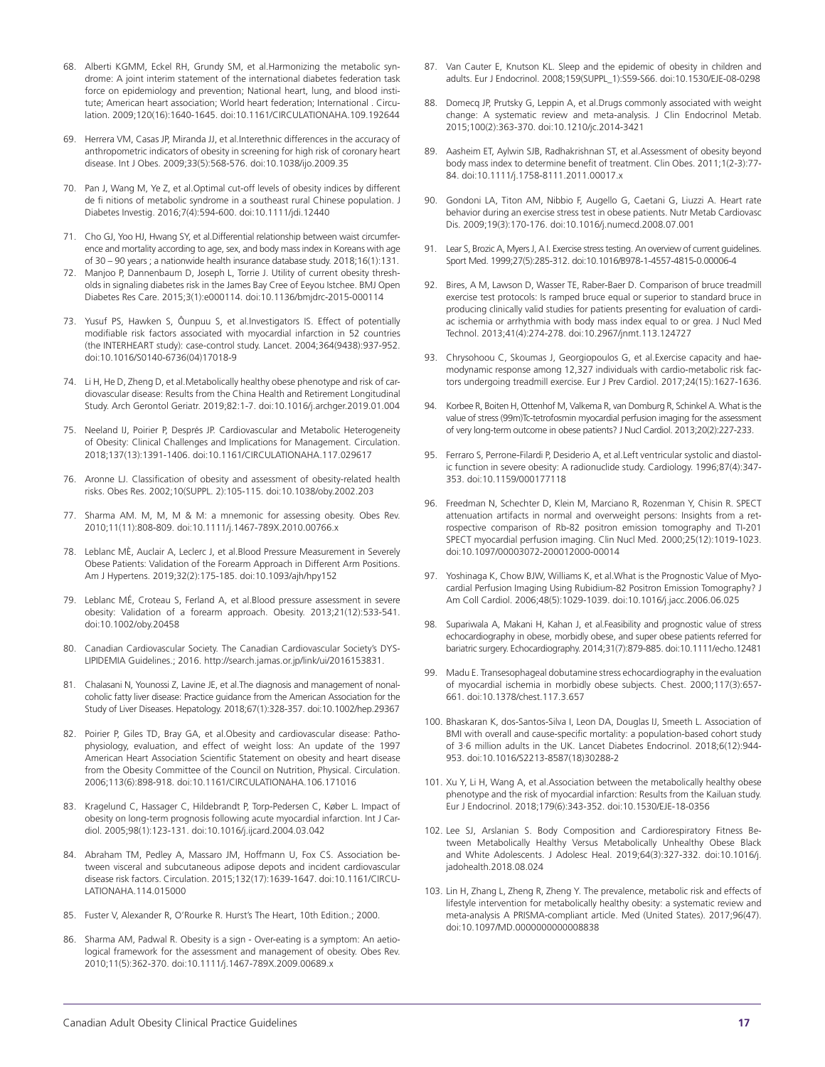68. Alberti KGMM, Eckel RH, Grundy SM, et al.Harmonizing the metabolic syndrome: A joint interim statement of the international diabetes federation task force on epidemiology and prevention; National heart, lung, and blood institute; American heart association; World heart federation; International . Circulation. 2009;120(16):1640-1645. doi:10.1161/CIRCULATIONAHA.109.192644

69. Herrera VM, Casas JP, Miranda JJ, et al.Interethnic differences in the accuracy of anthropometric indicators of obesity in screening for high risk of coronary heart disease. Int J Obes. 2009;33(5):568-576. doi:10.1038/ijo.2009.35

70. Pan J, Wang M, Ye Z, et al.Optimal cut-off levels of obesity indices by different de fi nitions of metabolic syndrome in a southeast rural Chinese population. J Diabetes Investig. 2016;7(4):594-600. doi:10.1111/jdi.12440

71. Cho GJ, Yoo HJ, Hwang SY, et al.Differential relationship between waist circumference and mortality according to age, sex, and body mass index in Koreans with age of 30 – 90 years ; a nationwide health insurance database study. 2018;16(1):131.

72. Manjoo P, Dannenbaum D, Joseph L, Torrie J. Utility of current obesity thresholds in signaling diabetes risk in the James Bay Cree of Eeyou Istchee. BMJ Open Diabetes Res Care. 2015;3(1):e000114. doi:10.1136/bmjdrc-2015-000114

73. Yusuf PS, Hawken S, Ôunpuu S, et al.Investigators IS. Effect of potentially modifiable risk factors associated with myocardial infarction in 52 countries (the INTERHEART study): case-control study. Lancet. 2004;364(9438):937-952. doi:10.1016/S0140-6736(04)17018-9

74. Li H, He D, Zheng D, et al.Metabolically healthy obese phenotype and risk of cardiovascular disease: Results from the China Health and Retirement Longitudinal Study. Arch Gerontol Geriatr. 2019;82:1-7. doi:10.1016/j.archger.2019.01.004

75. Neeland IJ, Poirier P, Després JP. Cardiovascular and Metabolic Heterogeneity of Obesity: Clinical Challenges and Implications for Management. Circulation. 2018;137(13):1391-1406. doi:10.1161/CIRCULATIONAHA.117.029617

76. Aronne LJ. Classification of obesity and assessment of obesity-related health risks. Obes Res. 2002;10(SUPPL. 2):105-115. doi:10.1038/oby.2002.203

77. Sharma AM. M, M, M & M: a mnemonic for assessing obesity. Obes Rev. 2010;11(11):808-809. doi:10.1111/j.1467-789X.2010.00766.x

78. Leblanc MÈ, Auclair A, Leclerc J, et al.Blood Pressure Measurement in Severely Obese Patients: Validation of the Forearm Approach in Different Arm Positions. Am J Hypertens. 2019;32(2):175-185. doi:10.1093/ajh/hpy152

79. Leblanc MÉ, Croteau S, Ferland A, et al.Blood pressure assessment in severe obesity: Validation of a forearm approach. Obesity. 2013;21(12):533-541. doi:10.1002/oby.20458

80. Canadian Cardiovascular Society. The Canadian Cardiovascular Society's DYSLIPIDEMIA Guidelines.; 2016. http://search.jamas.or.jp/link/ui/2016153831.

81. Chalasani N, Younossi Z, Lavine JE, et al.The diagnosis and management of nonalcoholic fatty liver disease: Practice guidance from the American Association for the Study of Liver Diseases. Hepatology. 2018;67(1):328-357. doi:10.1002/hep.29367

82. Poirier P, Giles TD, Bray GA, et al.Obesity and cardiovascular disease: Pathophysiology, evaluation, and effect of weight loss: An update of the 1997 American Heart Association Scientific Statement on obesity and heart disease from the Obesity Committee of the Council on Nutrition, Physical. Circulation. 2006;113(6):898-918. doi:10.1161/CIRCULATIONAHA.106.171016

83. Kragelund C, Hassager C, Hildebrandt P, Torp-Pedersen C, Køber L. Impact of obesity on long-term prognosis following acute myocardial infarction. Int J Cardiol. 2005;98(1):123-131. doi:10.1016/j.ijcard.2004.03.042

84. Abraham TM, Pedley A, Massaro JM, Hoffmann U, Fox CS. Association between visceral and subcutaneous adipose depots and incident cardiovascular disease risk factors. Circulation. 2015;132(17):1639-1647. doi:10.1161/CIRCULATIONAHA.114.015000

85. Fuster V, Alexander R, O'Rourke R. Hurst's The Heart, 10th Edition.; 2000.

86. Sharma AM, Padwal R. Obesity is a sign - Over-eating is a symptom: An aetiological framework for the assessment and management of obesity. Obes Rev. 2010;11(5):362-370. doi:10.1111/j.1467-789X.2009.00689.x

87. Van Cauter E, Knutson KL. Sleep and the epidemic of obesity in children and adults. Eur J Endocrinol. 2008;159(SUPPL_1):S59-S66. doi:10.1530/EJE-08-0298

88. Domecq JP, Prutsky G, Leppin A, et al.Drugs commonly associated with weight change: A systematic review and meta-analysis. J Clin Endocrinol Metab. 2015;100(2):363-370. doi:10.1210/jc.2014-3421

89. Aasheim ET, Aylwin SJB, Radhakrishnan ST, et al.Assessment of obesity beyond body mass index to determine benefit of treatment. Clin Obes. 2011;1(2-3):77-84. doi:10.1111/j.1758-8111.2011.00017.x

90. Gondoni LA, Titon AM, Nibbio F, Augello G, Caetani G, Liuzzi A. Heart rate behavior during an exercise stress test in obese patients. Nutr Metab Cardiovasc Dis. 2009;19(3):170-176. doi:10.1016/j.numecd.2008.07.001

91. Lear S, Brozic A, Myers J, A I. Exercise stress testing. An overview of current guidelines. Sport Med. 1999;27(5):285-312. doi:10.1016/B978-1-4557-4815-0.00006-4

92. Bires, A M, Lawson D, Wasser TE, Raber-Baer D. Comparison of bruce treadmill exercise test protocols: Is ramped bruce equal or superior to standard bruce in producing clinically valid studies for patients presenting for evaluation of cardiac ischemia or arrhythmia with body mass index equal to or grea. J Nucl Med Technol. 2013;41(4):274-278. doi:10.2967/jnmt.113.124727

93. Chrysohoou C, Skoumas J, Georgiopoulos G, et al.Exercise capacity and haemodynamic response among 12,327 individuals with cardio-metabolic risk factors undergoing treadmill exercise. Eur J Prev Cardiol. 2017;24(15):1627-1636.

94. Korbee R, Boiten H, Ottenhof M, Valkema R, van Domburg R, Schinkel A. What is the value of stress (99m)Tc-tetrofosmin myocardial perfusion imaging for the assessment of very long-term outcome in obese patients? J Nucl Cardiol. 2013;20(2):227-233.

95. Ferraro S, Perrone-Filardi P, Desiderio A, et al.Left ventricular systolic and diastolic function in severe obesity: A radionuclide study. Cardiology. 1996;87(4):347-353. doi:10.1159/000177118

96. Freedman N, Schechter D, Klein M, Marciano R, Rozenman Y, Chisin R. SPECT attenuation artifacts in normal and overweight persons: Insights from a retrospective comparison of Rb-82 positron emission tomography and Tl-201 SPECT myocardial perfusion imaging. Clin Nucl Med. 2000;25(12):1019-1023. doi:10.1097/00003072-200012000-00014

97. Yoshinaga K, Chow BJW, Williams K, et al.What is the Prognostic Value of Myocardial Perfusion Imaging Using Rubidium-82 Positron Emission Tomography? J Am Coll Cardiol. 2006;48(5):1029-1039. doi:10.1016/j.jacc.2006.06.025

98. Supariwala A, Makani H, Kahan J, et al.Feasibility and prognostic value of stress echocardiography in obese, morbidly obese, and super obese patients referred for bariatric surgery. Echocardiography. 2014;31(7):879-885. doi:10.1111/echo.12481

99. Madu E. Transesophageal dobutamine stress echocardiography in the evaluation of myocardial ischemia in morbidly obese subjects. Chest. 2000;117(3):657-661. doi:10.1378/chest.117.3.657

100. Bhaskaran K, dos-Santos-Silva I, Leon DA, Douglas IJ, Smeeth L. Association of BMI with overall and cause-specific mortality: a population-based cohort study of 3·6 million adults in the UK. Lancet Diabetes Endocrinol. 2018;6(12):944-953. doi:10.1016/S2213-8587(18)30288-2

101. Xu Y, Li H, Wang A, et al.Association between the metabolically healthy obese phenotype and the risk of myocardial infarction: Results from the Kailuan study. Eur J Endocrinol. 2018;179(6):343-352. doi:10.1530/EJE-18-0356

102. Lee SJ, Arslanian S. Body Composition and Cardiorespiratory Fitness Between Metabolically Healthy Versus Metabolically Unhealthy Obese Black and White Adolescents. J Adolesc Heal. 2019;64(3):327-332. doi:10.1016/j.jadohealth.2018.08.024

103. Lin H, Zhang L, Zheng R, Zheng Y. The prevalence, metabolic risk and effects of lifestyle intervention for metabolically healthy obesity: a systematic review and meta-analysis A PRISMA-compliant article. Med (United States). 2017;96(47). doi:10.1097/MD.0000000000008838